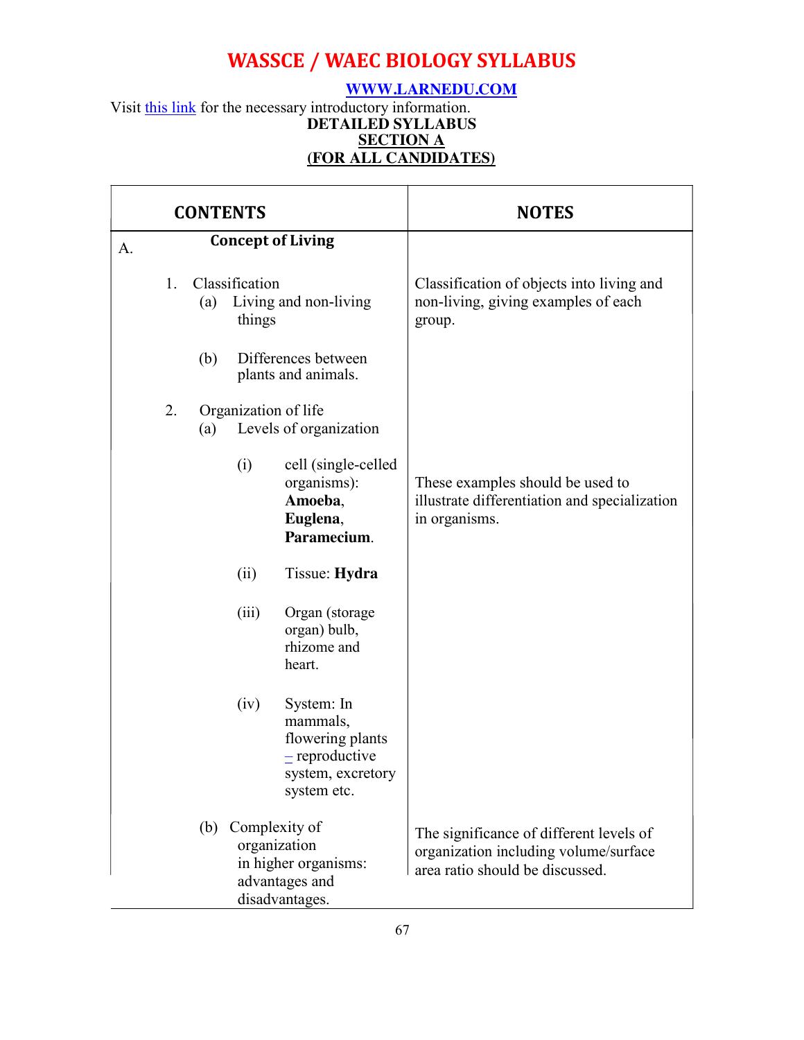# WASSCE / WAEC BIOLOGY SYLLABUS

**WWW.LARNEDU.COM**

Visit this link for the necessary introductory information.

**DETAILED SYLLABUS**

**SECTION A**

**(FOR ALL CANDIDATES)**

| CONTENTS | NOTES |
|---|---|
| A. **Concept of Living** | |
| 1. Classification<br>(a) Living and non-living things | Classification of objects into living and non-living, giving examples of each group. |
| (b) Differences between plants and animals. | |
| 2. Organization of life<br>(a) Levels of organization | |
| (i) cell (single-celled organisms): **Amoeba**, **Euglena**, **Paramecium**. | These examples should be used to illustrate differentiation and specialization in organisms. |
| (ii) Tissue: **Hydra** | |
| (iii) Organ (storage organ) bulb, rhizome and heart. | |
| (iv) System: In mammals, flowering plants – reproductive system, excretory system etc. | |
| (b) Complexity of organization in higher organisms: advantages and disadvantages. | The significance of different levels of organization including volume/surface area ratio should be discussed. |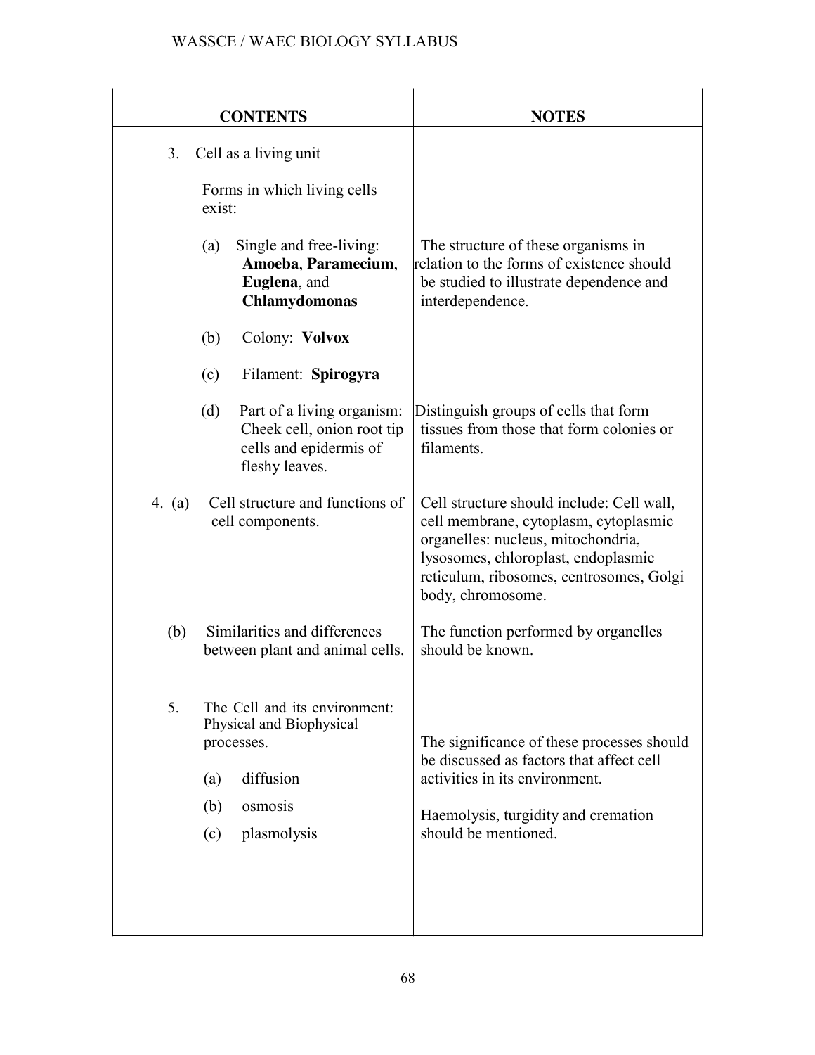| CONTENTS | NOTES |
|---|---|
| 3. Cell as a living unit<br><br>Forms in which living cells exist: | |
| (a) Single and free-living: **Amoeba**, **Paramecium**, **Euglena**, and **Chlamydomonas** | The structure of these organisms in relation to the forms of existence should be studied to illustrate dependence and interdependence. |
| (b) Colony: **Volvox** | |
| (c) Filament: **Spirogyra** | |
| (d) Part of a living organism: Cheek cell, onion root tip cells and epidermis of fleshy leaves. | Distinguish groups of cells that form tissues from those that form colonies or filaments. |
| 4. (a) Cell structure and functions of cell components. | Cell structure should include: Cell wall, cell membrane, cytoplasm, cytoplasmic organelles: nucleus, mitochondria, lysosomes, chloroplast, endoplasmic reticulum, ribosomes, centrosomes, Golgi body, chromosome. |
| (b) Similarities and differences between plant and animal cells. | The function performed by organelles should be known. |
| 5. The Cell and its environment: Physical and Biophysical processes.<br><br>(a) diffusion<br><br>(b) osmosis<br><br>(c) plasmolysis | The significance of these processes should be discussed as factors that affect cell activities in its environment.<br><br>Haemolysis, turgidity and cremation should be mentioned. |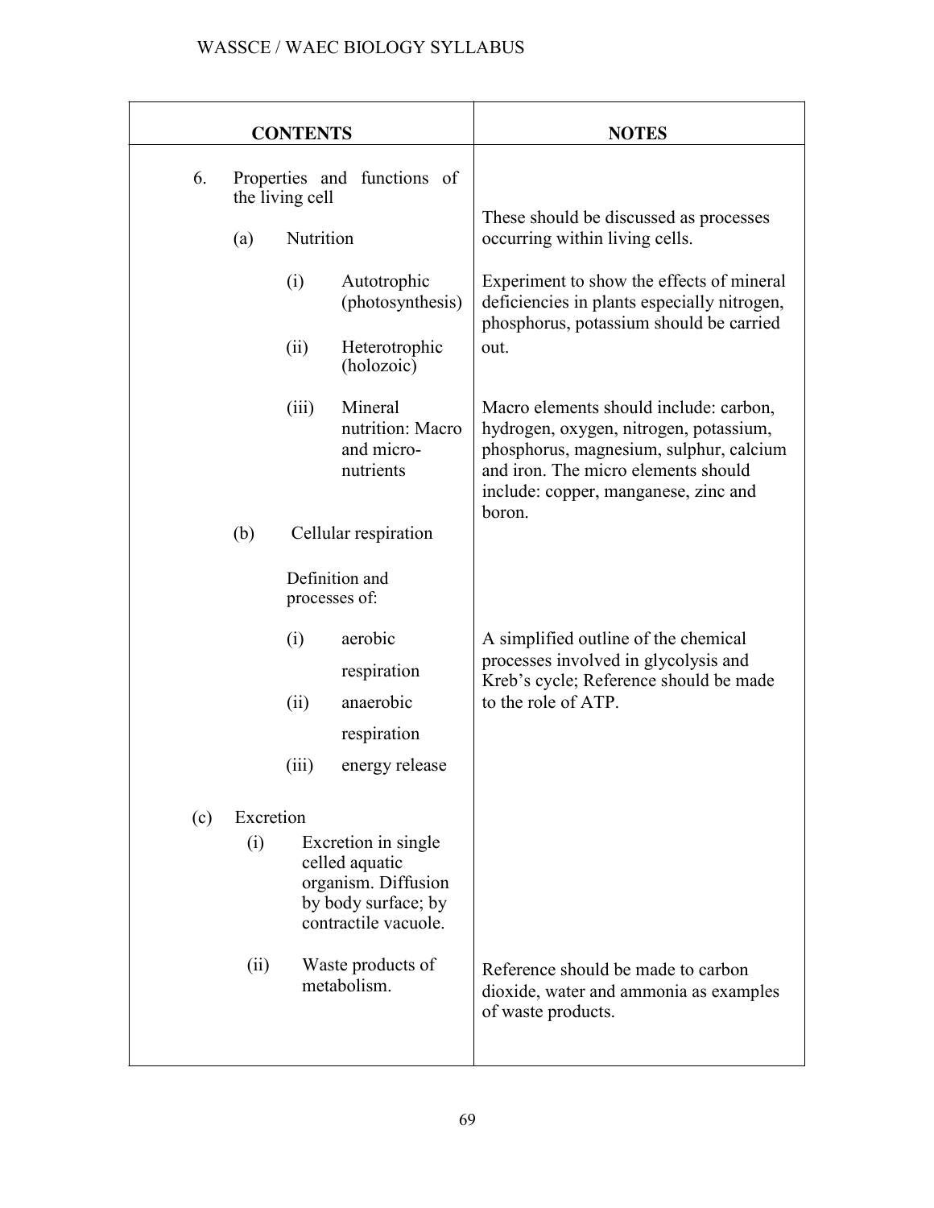| CONTENTS | NOTES |
|---|---|
| 6. Properties and functions of the living cell | |
| (a) Nutrition | These should be discussed as processes occurring within living cells. |
| (i) Autotrophic (photosynthesis) | Experiment to show the effects of mineral deficiencies in plants especially nitrogen, phosphorus, potassium should be carried out. |
| (ii) Heterotrophic (holozoic) | |
| (iii) Mineral nutrition: Macro and micro-nutrients | Macro elements should include: carbon, hydrogen, oxygen, nitrogen, potassium, phosphorus, magnesium, sulphur, calcium and iron. The micro elements should include: copper, manganese, zinc and boron. |
| (b) Cellular respiration | |
| Definition and processes of: | |
| (i) aerobic respiration | A simplified outline of the chemical processes involved in glycolysis and Kreb's cycle; Reference should be made to the role of ATP. |
| (ii) anaerobic respiration | |
| (iii) energy release | |
| (c) Excretion | |
| (i) Excretion in single celled aquatic organism. Diffusion by body surface; by contractile vacuole. | |
| (ii) Waste products of metabolism. | Reference should be made to carbon dioxide, water and ammonia as examples of waste products. |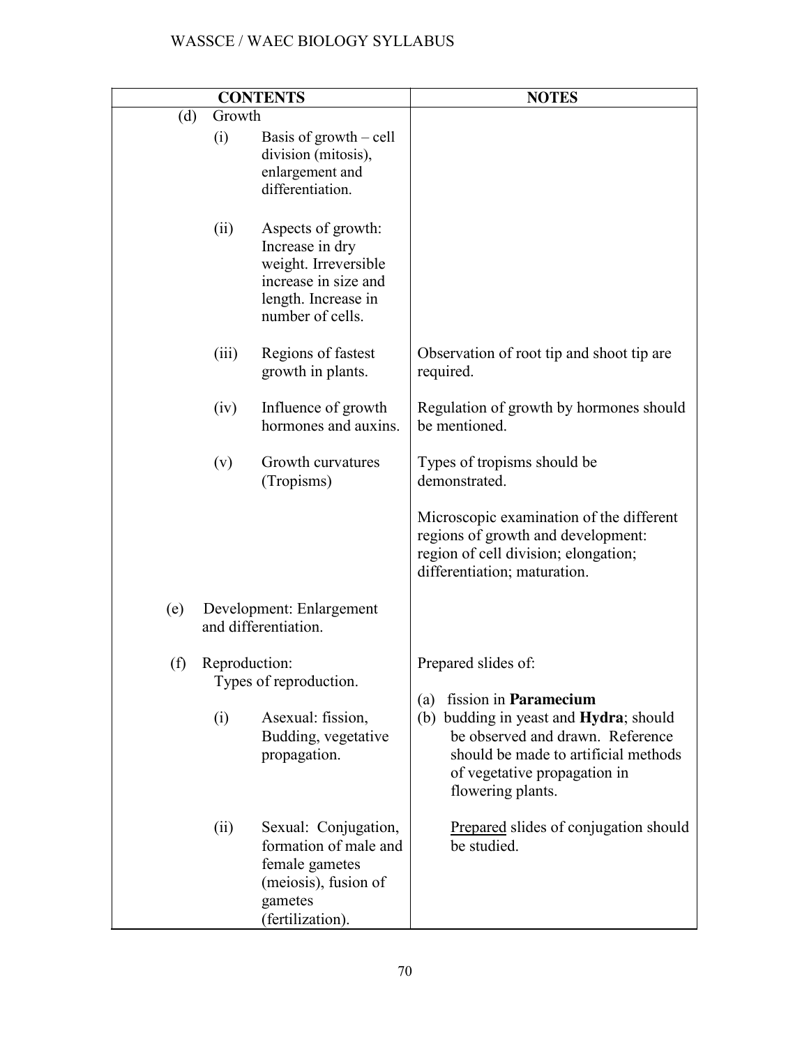| CONTENTS | NOTES |
|---|---|
| (d) Growth | |
| (i) Basis of growth – cell division (mitosis), enlargement and differentiation. | |
| (ii) Aspects of growth: Increase in dry weight. Irreversible increase in size and length. Increase in number of cells. | |
| (iii) Regions of fastest growth in plants. | Observation of root tip and shoot tip are required. |
| (iv) Influence of growth hormones and auxins. | Regulation of growth by hormones should be mentioned. |
| (v) Growth curvatures (Tropisms) | Types of tropisms should be demonstrated.<br><br>Microscopic examination of the different regions of growth and development: region of cell division; elongation; differentiation; maturation. |
| (e) Development: Enlargement and differentiation. | |
| (f) Reproduction: Types of reproduction. | Prepared slides of: |
| (i) Asexual: fission, Budding, vegetative propagation. | (a) fission in **Paramecium**<br>(b) budding in yeast and **Hydra**; should be observed and drawn. Reference should be made to artificial methods of vegetative propagation in flowering plants. |
| (ii) Sexual: Conjugation, formation of male and female gametes (meiosis), fusion of gametes (fertilization). | <u>Prepared</u> slides of conjugation should be studied. |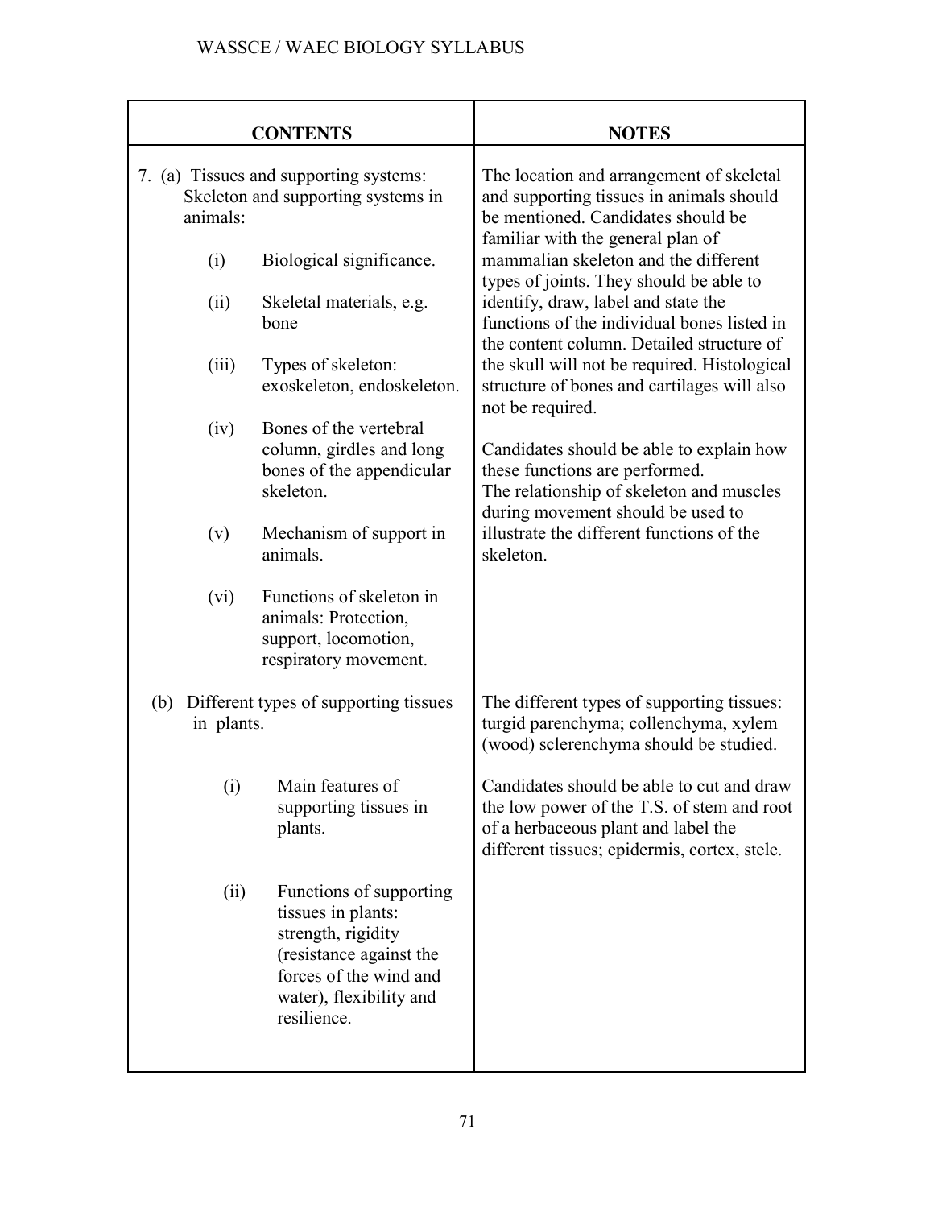| CONTENTS | NOTES |
|---|---|
| 7. (a) Tissues and supporting systems: Skeleton and supporting systems in animals:<br><br>(i) Biological significance.<br><br>(ii) Skeletal materials, e.g. bone<br><br>(iii) Types of skeleton: exoskeleton, endoskeleton.<br><br>(iv) Bones of the vertebral column, girdles and long bones of the appendicular skeleton.<br><br>(v) Mechanism of support in animals.<br><br>(vi) Functions of skeleton in animals: Protection, support, locomotion, respiratory movement. | The location and arrangement of skeletal and supporting tissues in animals should be mentioned. Candidates should be familiar with the general plan of mammalian skeleton and the different types of joints. They should be able to identify, draw, label and state the functions of the individual bones listed in the content column. Detailed structure of the skull will not be required. Histological structure of bones and cartilages will also not be required.<br><br>Candidates should be able to explain how these functions are performed.<br>The relationship of skeleton and muscles during movement should be used to illustrate the different functions of the skeleton. |
| (b) Different types of supporting tissues in plants.<br><br>(i) Main features of supporting tissues in plants.<br><br>(ii) Functions of supporting tissues in plants: strength, rigidity (resistance against the forces of the wind and water), flexibility and resilience. | The different types of supporting tissues: turgid parenchyma; collenchyma, xylem (wood) sclerenchyma should be studied.<br><br>Candidates should be able to cut and draw the low power of the T.S. of stem and root of a herbaceous plant and label the different tissues; epidermis, cortex, stele. |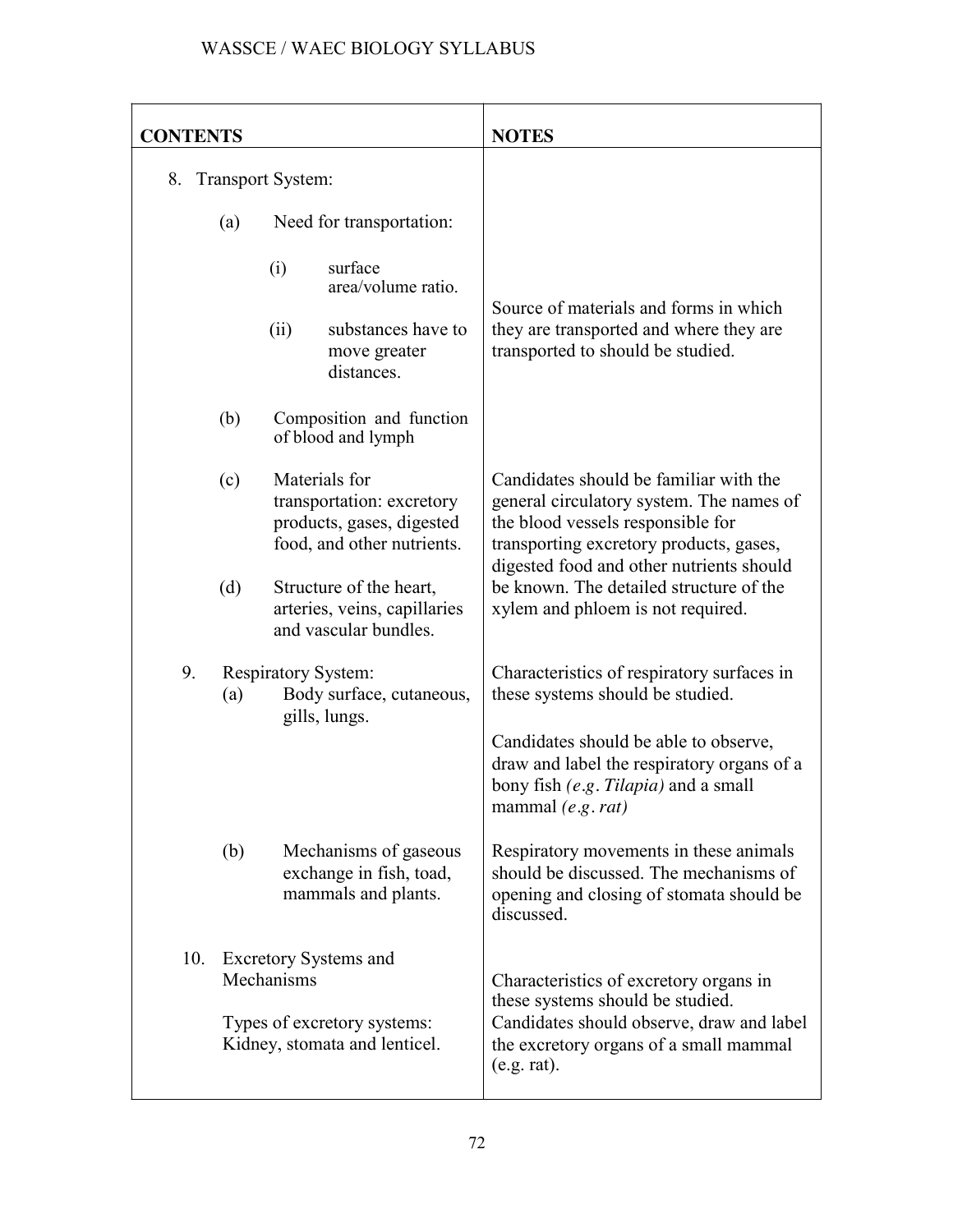| CONTENTS | NOTES |
|---|---|
| 8. Transport System: | |
| (a) Need for transportation:<br>(i) surface area/volume ratio.<br>(ii) substances have to move greater distances. | Source of materials and forms in which they are transported and where they are transported to should be studied. |
| (b) Composition and function of blood and lymph | |
| (c) Materials for transportation: excretory products, gases, digested food, and other nutrients.<br>(d) Structure of the heart, arteries, veins, capillaries and vascular bundles. | Candidates should be familiar with the general circulatory system. The names of the blood vessels responsible for transporting excretory products, gases, digested food and other nutrients should be known. The detailed structure of the xylem and phloem is not required. |
| 9. Respiratory System:<br>(a) Body surface, cutaneous, gills, lungs. | Characteristics of respiratory surfaces in these systems should be studied.<br><br>Candidates should be able to observe, draw and label the respiratory organs of a bony fish *(e.g. Tilapia)* and a small mammal *(e.g. rat)* |
| (b) Mechanisms of gaseous exchange in fish, toad, mammals and plants. | Respiratory movements in these animals should be discussed. The mechanisms of opening and closing of stomata should be discussed. |
| 10. Excretory Systems and Mechanisms<br><br>Types of excretory systems: Kidney, stomata and lenticel. | Characteristics of excretory organs in these systems should be studied. Candidates should observe, draw and label the excretory organs of a small mammal (e.g. rat). |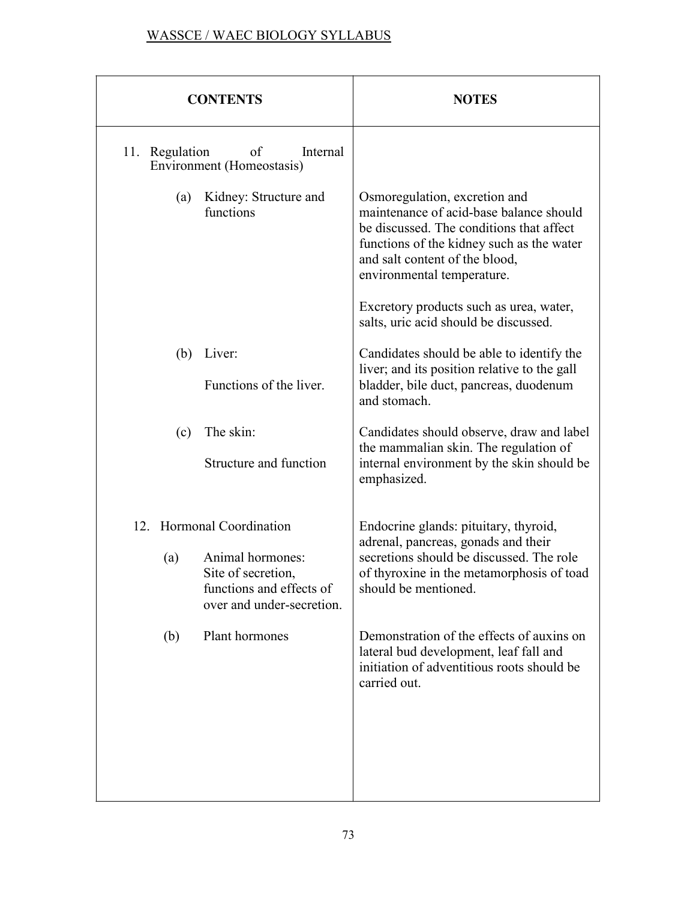| CONTENTS | NOTES |
|---|---|
| 11. Regulation of Internal Environment (Homeostasis) | |
| (a) Kidney: Structure and functions | Osmoregulation, excretion and maintenance of acid-base balance should be discussed. The conditions that affect functions of the kidney such as the water and salt content of the blood, environmental temperature.<br><br>Excretory products such as urea, water, salts, uric acid should be discussed. |
| (b) Liver:<br><br>Functions of the liver. | Candidates should be able to identify the liver; and its position relative to the gall bladder, bile duct, pancreas, duodenum and stomach. |
| (c) The skin:<br><br>Structure and function | Candidates should observe, draw and label the mammalian skin. The regulation of internal environment by the skin should be emphasized. |
| 12. Hormonal Coordination<br><br>(a) Animal hormones: Site of secretion, functions and effects of over and under-secretion. | Endocrine glands: pituitary, thyroid, adrenal, pancreas, gonads and their secretions should be discussed. The role of thyroxine in the metamorphosis of toad should be mentioned. |
| (b) Plant hormones | Demonstration of the effects of auxins on lateral bud development, leaf fall and initiation of adventitious roots should be carried out. |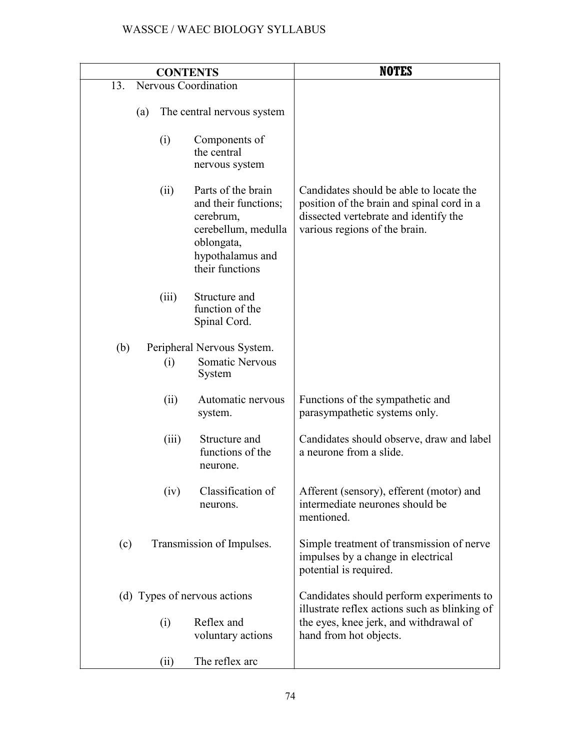| CONTENTS | NOTES |
|---|---|
| 13. Nervous Coordination | |
| (a) The central nervous system | |
| (i) Components of the central nervous system | |
| (ii) Parts of the brain and their functions; cerebrum, cerebellum, medulla oblongata, hypothalamus and their functions | Candidates should be able to locate the position of the brain and spinal cord in a dissected vertebrate and identify the various regions of the brain. |
| (iii) Structure and function of the Spinal Cord. | |
| (b) Peripheral Nervous System. | |
| (i) Somatic Nervous System | |
| (ii) Automatic nervous system. | Functions of the sympathetic and parasympathetic systems only. |
| (iii) Structure and functions of the neurone. | Candidates should observe, draw and label a neurone from a slide. |
| (iv) Classification of neurons. | Afferent (sensory), efferent (motor) and intermediate neurones should be mentioned. |
| (c) Transmission of Impulses. | Simple treatment of transmission of nerve impulses by a change in electrical potential is required. |
| (d) Types of nervous actions | Candidates should perform experiments to illustrate reflex actions such as blinking of the eyes, knee jerk, and withdrawal of hand from hot objects. |
| (i) Reflex and voluntary actions | |
| (ii) The reflex arc | |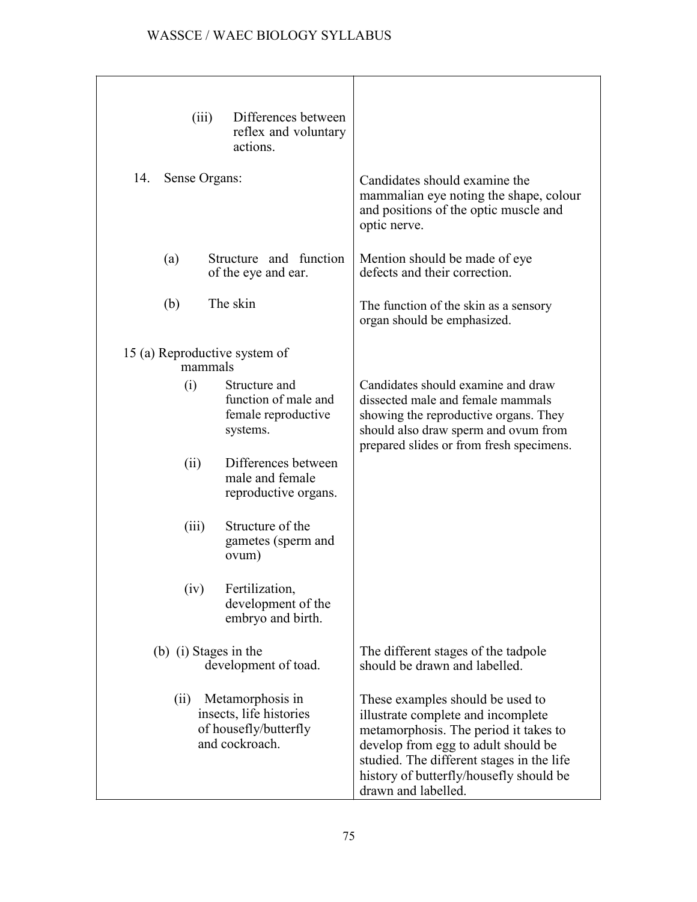| | |
|---|---|
| (iii) Differences between reflex and voluntary actions. | |
| 14. Sense Organs: | Candidates should examine the mammalian eye noting the shape, colour and positions of the optic muscle and optic nerve. |
| (a) Structure and function of the eye and ear. | Mention should be made of eye defects and their correction. |
| (b) The skin | The function of the skin as a sensory organ should be emphasized. |
| 15 (a) Reproductive system of mammals | |
| (i) Structure and function of male and female reproductive systems. | Candidates should examine and draw dissected male and female mammals showing the reproductive organs. They should also draw sperm and ovum from prepared slides or from fresh specimens. |
| (ii) Differences between male and female reproductive organs. | |
| (iii) Structure of the gametes (sperm and ovum) | |
| (iv) Fertilization, development of the embryo and birth. | |
| (b) (i) Stages in the development of toad. | The different stages of the tadpole should be drawn and labelled. |
| (ii) Metamorphosis in insects, life histories of housefly/butterfly and cockroach. | These examples should be used to illustrate complete and incomplete metamorphosis. The period it takes to develop from egg to adult should be studied. The different stages in the life history of butterfly/housefly should be drawn and labelled. |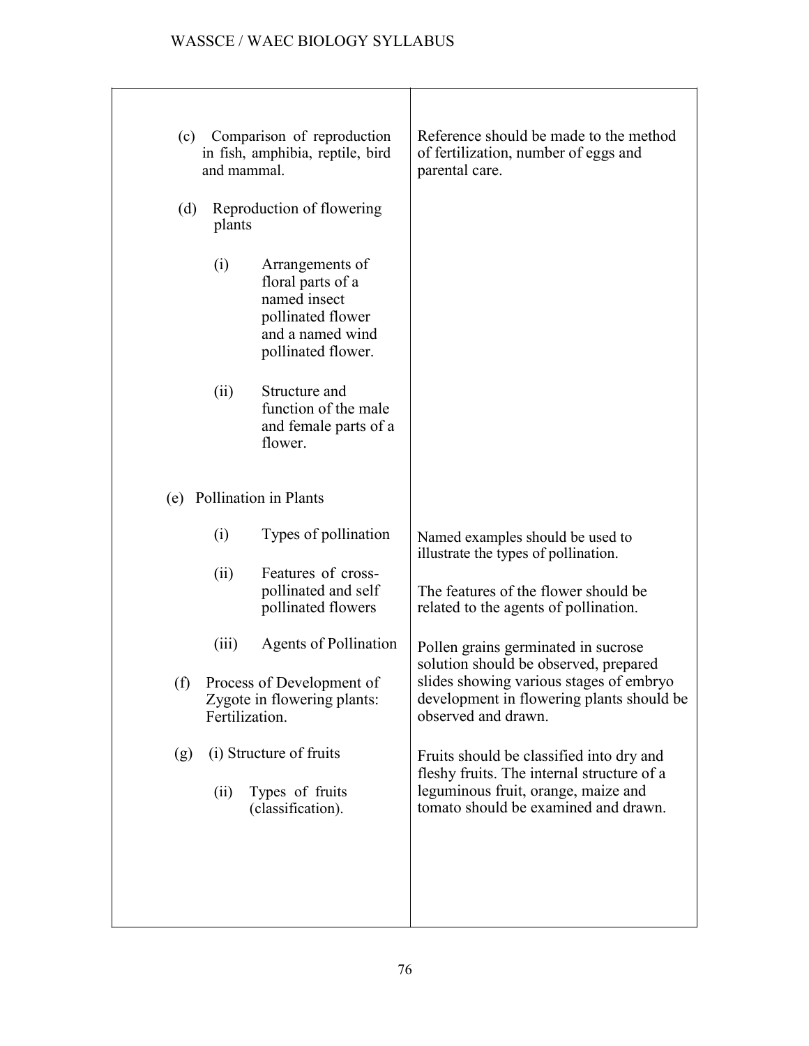| | |
|---|---|
| (c) Comparison of reproduction in fish, amphibia, reptile, bird and mammal. | Reference should be made to the method of fertilization, number of eggs and parental care. |
| (d) Reproduction of flowering plants | |
| (i) Arrangements of floral parts of a named insect pollinated flower and a named wind pollinated flower. | |
| (ii) Structure and function of the male and female parts of a flower. | |
| (e) Pollination in Plants | |
| (i) Types of pollination | Named examples should be used to illustrate the types of pollination. |
| (ii) Features of cross-pollinated and self pollinated flowers | The features of the flower should be related to the agents of pollination. |
| (iii) Agents of Pollination | Pollen grains germinated in sucrose solution should be observed, prepared slides showing various stages of embryo development in flowering plants should be observed and drawn. |
| (f) Process of Development of Zygote in flowering plants: Fertilization. | |
| (g) (i) Structure of fruits | Fruits should be classified into dry and fleshy fruits. The internal structure of a leguminous fruit, orange, maize and tomato should be examined and drawn. |
| (ii) Types of fruits (classification). | |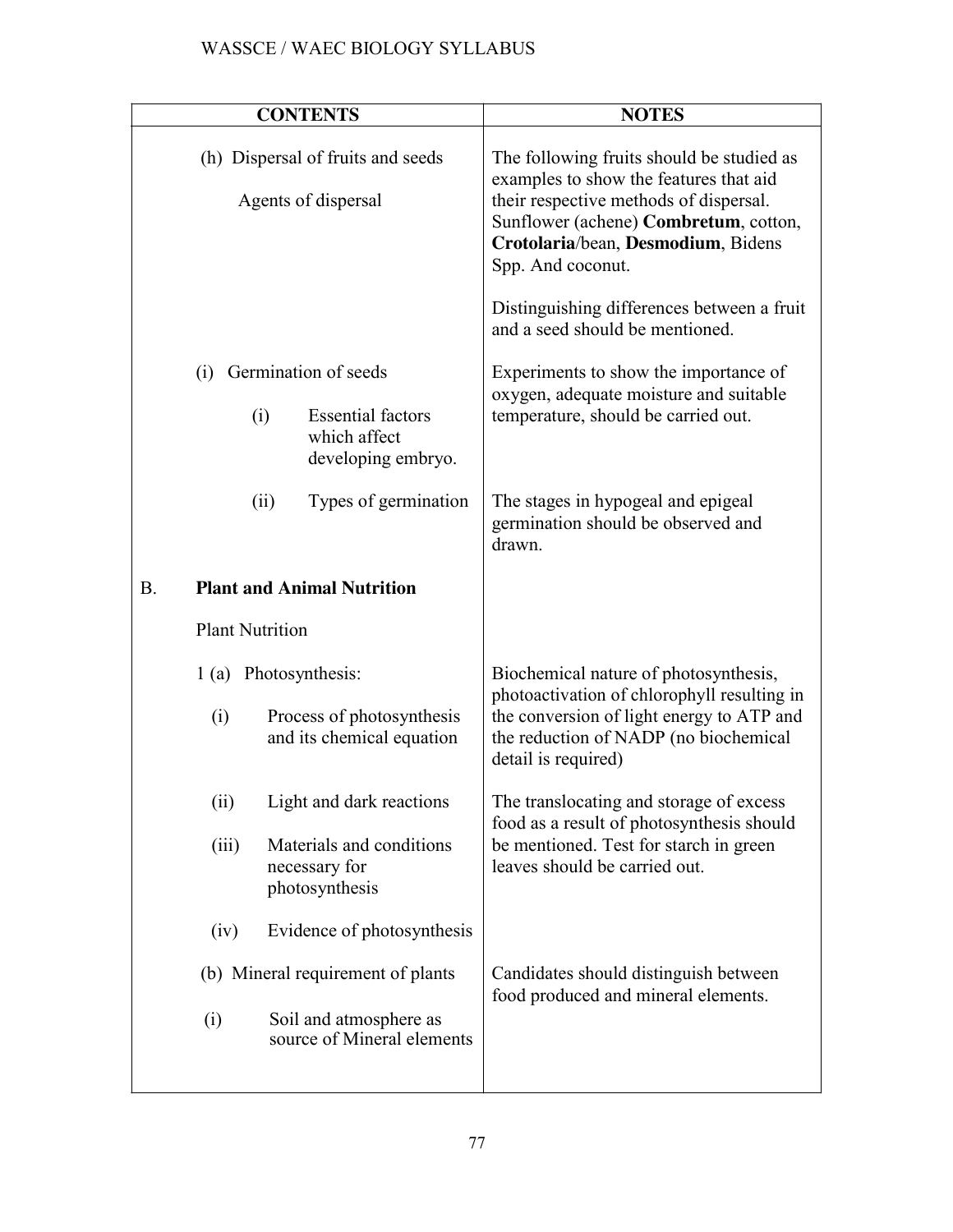| CONTENTS | NOTES |
|---|---|
| (h) Dispersal of fruits and seeds<br><br>Agents of dispersal | The following fruits should be studied as examples to show the features that aid their respective methods of dispersal. Sunflower (achene) **Combretum**, cotton, **Crotolaria**/bean, **Desmodium**, Bidens Spp. And coconut.<br><br>Distinguishing differences between a fruit and a seed should be mentioned. |
| (i) Germination of seeds<br><br>(i) Essential factors which affect developing embryo. | Experiments to show the importance of oxygen, adequate moisture and suitable temperature, should be carried out. |
| (ii) Types of germination | The stages in hypogeal and epigeal germination should be observed and drawn. |
| B. **Plant and Animal Nutrition**<br><br>Plant Nutrition | |
| 1 (a) Photosynthesis:<br><br>(i) Process of photosynthesis and its chemical equation | Biochemical nature of photosynthesis, photoactivation of chlorophyll resulting in the conversion of light energy to ATP and the reduction of NADP (no biochemical detail is required) |
| (ii) Light and dark reactions<br><br>(iii) Materials and conditions necessary for photosynthesis<br><br>(iv) Evidence of photosynthesis | The translocating and storage of excess food as a result of photosynthesis should be mentioned. Test for starch in green leaves should be carried out. |
| (b) Mineral requirement of plants<br><br>(i) Soil and atmosphere as source of Mineral elements | Candidates should distinguish between food produced and mineral elements. |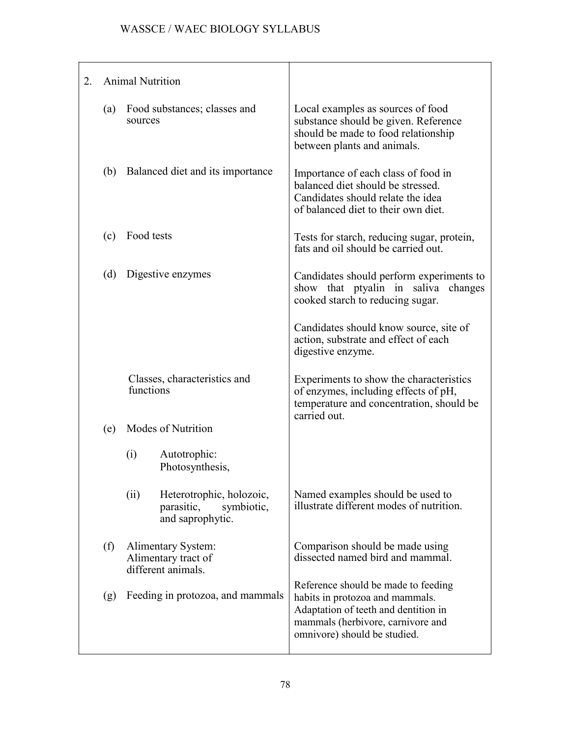| | |
|---|---|
| 2. Animal Nutrition | |
| (a) Food substances; classes and sources | Local examples as sources of food substance should be given. Reference should be made to food relationship between plants and animals. |
| (b) Balanced diet and its importance | Importance of each class of food in balanced diet should be stressed. Candidates should relate the idea of balanced diet to their own diet. |
| (c) Food tests | Tests for starch, reducing sugar, protein, fats and oil should be carried out. |
| (d) Digestive enzymes | Candidates should perform experiments to show that ptyalin in saliva changes cooked starch to reducing sugar.<br><br>Candidates should know source, site of action, substrate and effect of each digestive enzyme. |
| Classes, characteristics and functions | Experiments to show the characteristics of enzymes, including effects of pH, temperature and concentration, should be carried out. |
| (e) Modes of Nutrition | |
| (i) Autotrophic: Photosynthesis, | |
| (ii) Heterotrophic, holozoic, parasitic, symbiotic, and saprophytic. | Named examples should be used to illustrate different modes of nutrition. |
| (f) Alimentary System: Alimentary tract of different animals. | Comparison should be made using dissected named bird and mammal. |
| (g) Feeding in protozoa, and mammals | Reference should be made to feeding habits in protozoa and mammals. Adaptation of teeth and dentition in mammals (herbivore, carnivore and omnivore) should be studied. |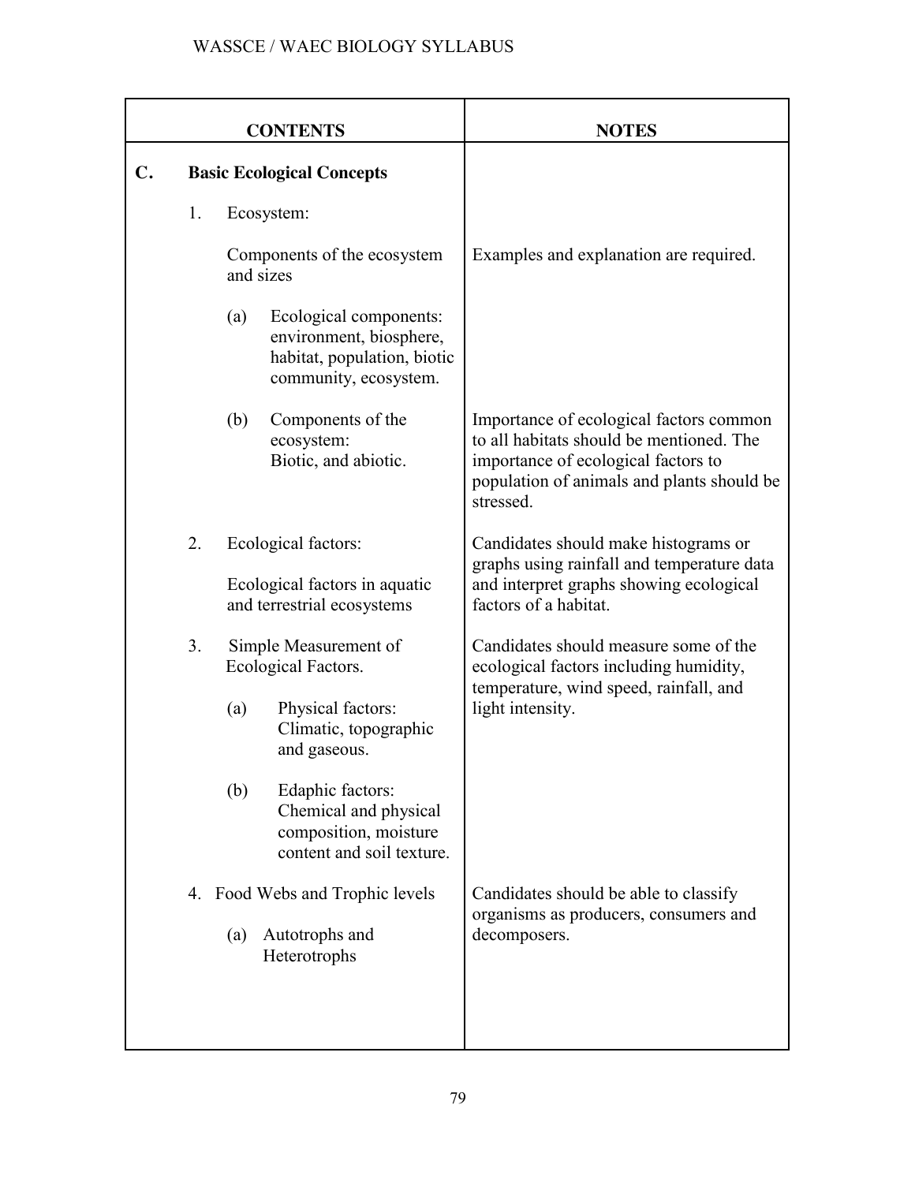| CONTENTS | NOTES |
|---|---|
| **C. Basic Ecological Concepts** | |
| 1. Ecosystem: | |
| Components of the ecosystem and sizes | Examples and explanation are required. |
| (a) Ecological components: environment, biosphere, habitat, population, biotic community, ecosystem. | |
| (b) Components of the ecosystem: Biotic, and abiotic. | Importance of ecological factors common to all habitats should be mentioned. The importance of ecological factors to population of animals and plants should be stressed. |
| 2. Ecological factors: <br> Ecological factors in aquatic and terrestrial ecosystems | Candidates should make histograms or graphs using rainfall and temperature data and interpret graphs showing ecological factors of a habitat. |
| 3. Simple Measurement of Ecological Factors. <br> (a) Physical factors: Climatic, topographic and gaseous. <br> (b) Edaphic factors: Chemical and physical composition, moisture content and soil texture. | Candidates should measure some of the ecological factors including humidity, temperature, wind speed, rainfall, and light intensity. |
| 4. Food Webs and Trophic levels <br> (a) Autotrophs and Heterotrophs | Candidates should be able to classify organisms as producers, consumers and decomposers. |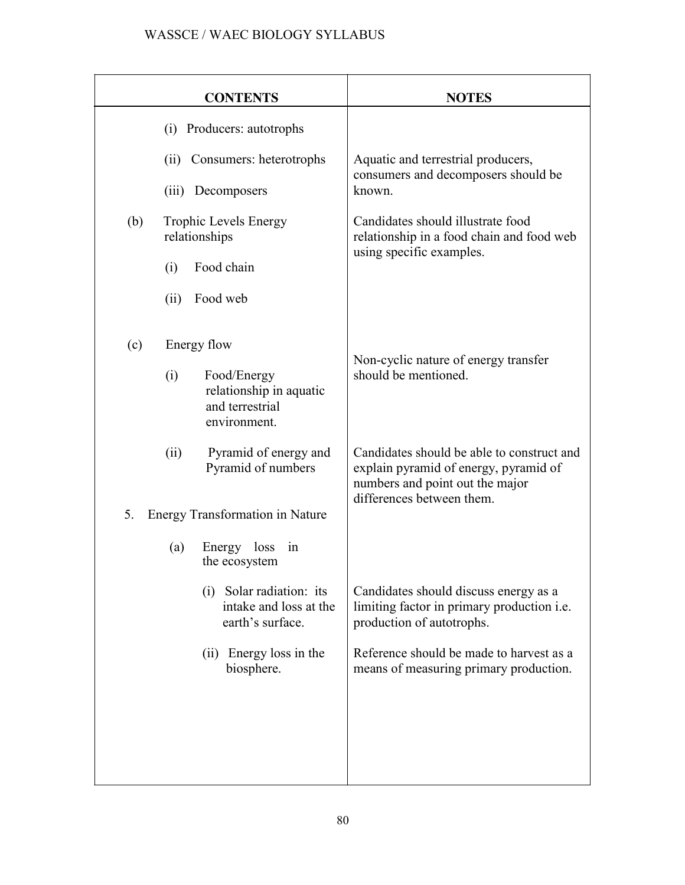| CONTENTS | NOTES |
|---|---|
| (i) Producers: autotrophs | |
| (ii) Consumers: heterotrophs | Aquatic and terrestrial producers, consumers and decomposers should be known. |
| (iii) Decomposers | |
| (b) Trophic Levels Energy relationships | Candidates should illustrate food relationship in a food chain and food web using specific examples. |
| (i) Food chain | |
| (ii) Food web | |
| (c) Energy flow | Non-cyclic nature of energy transfer should be mentioned. |
| (i) Food/Energy relationship in aquatic and terrestrial environment. | |
| (ii) Pyramid of energy and Pyramid of numbers | Candidates should be able to construct and explain pyramid of energy, pyramid of numbers and point out the major differences between them. |
| 5. Energy Transformation in Nature | |
| (a) Energy loss in the ecosystem | |
| (i) Solar radiation: its intake and loss at the earth's surface. | Candidates should discuss energy as a limiting factor in primary production i.e. production of autotrophs. |
| (ii) Energy loss in the biosphere. | Reference should be made to harvest as a means of measuring primary production. |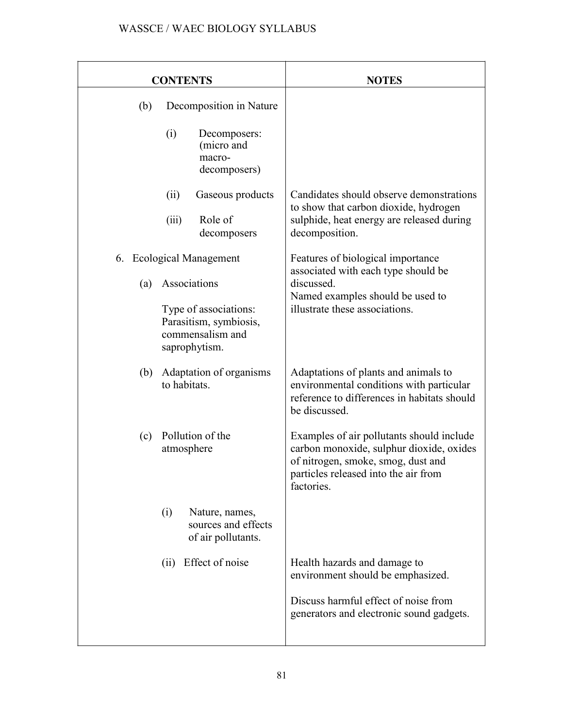| CONTENTS | NOTES |
|---|---|
| (b) Decomposition in Nature | |
| (i) Decomposers: (micro and macro-decomposers) | |
| (ii) Gaseous products<br><br>(iii) Role of decomposers | Candidates should observe demonstrations to show that carbon dioxide, hydrogen sulphide, heat energy are released during decomposition. |
| 6. Ecological Management<br><br>(a) Associations<br><br>Type of associations: Parasitism, symbiosis, commensalism and saprophytism. | Features of biological importance associated with each type should be discussed.<br>Named examples should be used to illustrate these associations. |
| (b) Adaptation of organisms to habitats. | Adaptations of plants and animals to environmental conditions with particular reference to differences in habitats should be discussed. |
| (c) Pollution of the atmosphere | Examples of air pollutants should include carbon monoxide, sulphur dioxide, oxides of nitrogen, smoke, smog, dust and particles released into the air from factories. |
| (i) Nature, names, sources and effects of air pollutants. | |
| (ii) Effect of noise | Health hazards and damage to environment should be emphasized.<br><br>Discuss harmful effect of noise from generators and electronic sound gadgets. |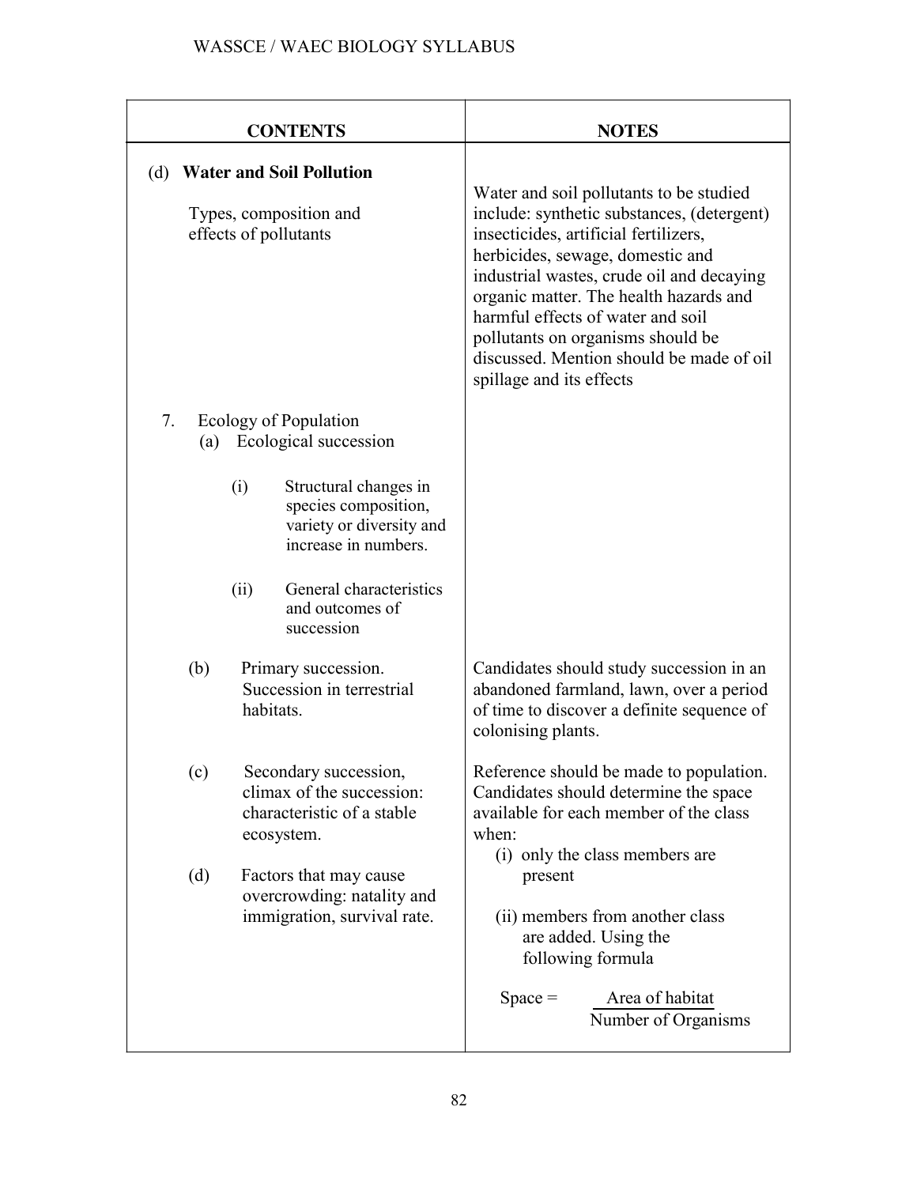| CONTENTS | NOTES |
|---|---|
| (d) **Water and Soil Pollution**<br><br>Types, composition and effects of pollutants | Water and soil pollutants to be studied include: synthetic substances, (detergent) insecticides, artificial fertilizers, herbicides, sewage, domestic and industrial wastes, crude oil and decaying organic matter. The health hazards and harmful effects of water and soil pollutants on organisms should be discussed. Mention should be made of oil spillage and its effects |
| 7. Ecology of Population<br>(a) Ecological succession<br><br>(i) Structural changes in species composition, variety or diversity and increase in numbers.<br><br>(ii) General characteristics and outcomes of succession | |
| (b) Primary succession. Succession in terrestrial habitats. | Candidates should study succession in an abandoned farmland, lawn, over a period of time to discover a definite sequence of colonising plants. |
| (c) Secondary succession, climax of the succession: characteristic of a stable ecosystem.<br><br>(d) Factors that may cause overcrowding: natality and immigration, survival rate. | Reference should be made to population. Candidates should determine the space available for each member of the class when:<br>(i) only the class members are present<br><br>(ii) members from another class are added. Using the following formula<br><br>$\text{Space} = \dfrac{\text{Area of habitat}}{\text{Number of Organisms}}$ |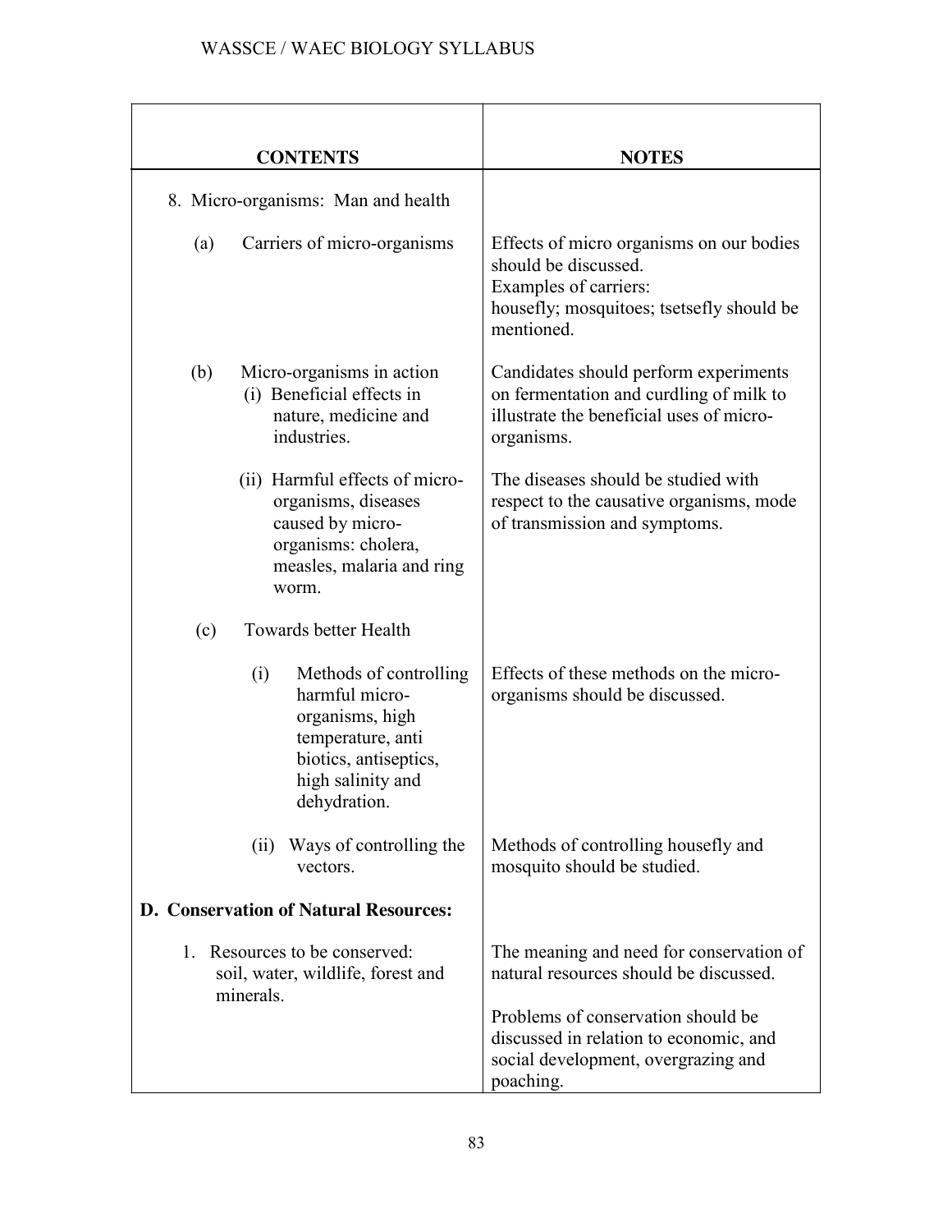| CONTENTS | NOTES |
| --- | --- |
| 8. Micro-organisms: Man and health | |
| (a) Carriers of micro-organisms | Effects of micro organisms on our bodies should be discussed.<br>Examples of carriers:<br>housefly; mosquitoes; tsetsefly should be mentioned. |
| (b) Micro-organisms in action<br>(i) Beneficial effects in nature, medicine and industries. | Candidates should perform experiments on fermentation and curdling of milk to illustrate the beneficial uses of micro-organisms. |
| (ii) Harmful effects of micro-organisms, diseases caused by micro-organisms: cholera, measles, malaria and ring worm. | The diseases should be studied with respect to the causative organisms, mode of transmission and symptoms. |
| (c) Towards better Health | |
| (i) Methods of controlling harmful micro-organisms, high temperature, anti biotics, antiseptics, high salinity and dehydration. | Effects of these methods on the micro-organisms should be discussed. |
| (ii) Ways of controlling the vectors. | Methods of controlling housefly and mosquito should be studied. |
| **D. Conservation of Natural Resources:** | |
| 1. Resources to be conserved: soil, water, wildlife, forest and minerals. | The meaning and need for conservation of natural resources should be discussed.<br><br>Problems of conservation should be discussed in relation to economic, and social development, overgrazing and poaching. |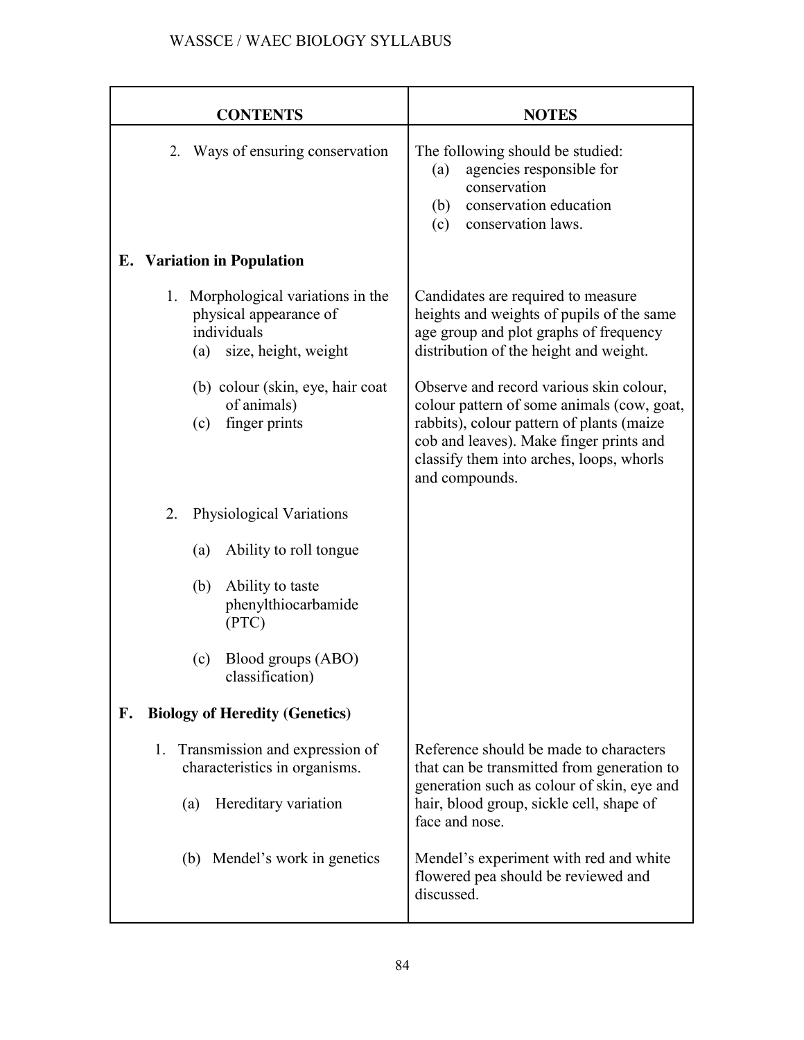| CONTENTS | NOTES |
|---|---|
| 2. Ways of ensuring conservation | The following should be studied:<br>(a) agencies responsible for conservation<br>(b) conservation education<br>(c) conservation laws. |
| **E. Variation in Population** | |
| 1. Morphological variations in the physical appearance of individuals<br>(a) size, height, weight | Candidates are required to measure heights and weights of pupils of the same age group and plot graphs of frequency distribution of the height and weight. |
| (b) colour (skin, eye, hair coat of animals)<br>(c) finger prints | Observe and record various skin colour, colour pattern of some animals (cow, goat, rabbits), colour pattern of plants (maize cob and leaves). Make finger prints and classify them into arches, loops, whorls and compounds. |
| 2. Physiological Variations<br>(a) Ability to roll tongue<br>(b) Ability to taste phenylthiocarbamide (PTC)<br>(c) Blood groups (ABO) classification) | |
| **F. Biology of Heredity (Genetics)** | |
| 1. Transmission and expression of characteristics in organisms.<br>(a) Hereditary variation | Reference should be made to characters that can be transmitted from generation to generation such as colour of skin, eye and hair, blood group, sickle cell, shape of face and nose. |
| (b) Mendel's work in genetics | Mendel's experiment with red and white flowered pea should be reviewed and discussed. |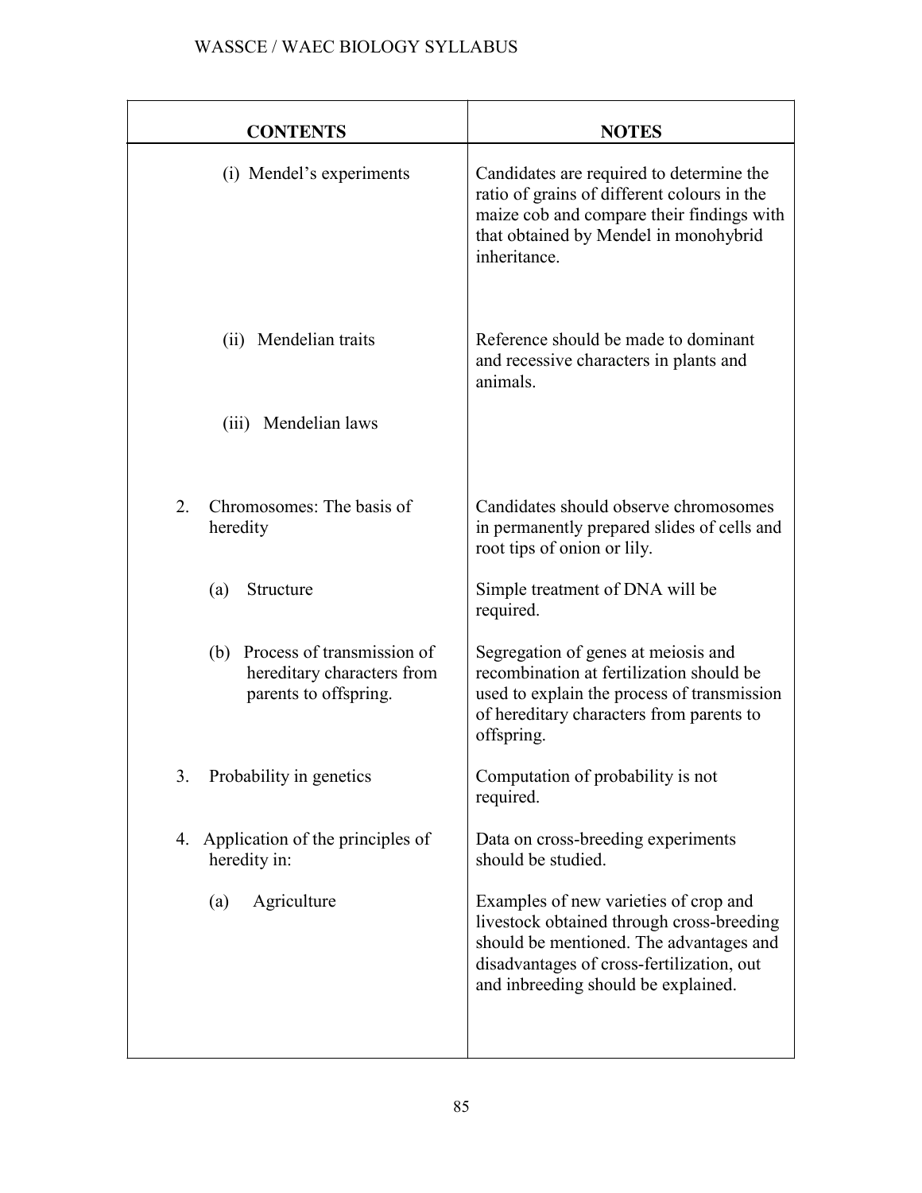| CONTENTS | NOTES |
| --- | --- |
| (i) Mendel's experiments | Candidates are required to determine the ratio of grains of different colours in the maize cob and compare their findings with that obtained by Mendel in monohybrid inheritance. |
| (ii) Mendelian traits | Reference should be made to dominant and recessive characters in plants and animals. |
| (iii) Mendelian laws | |
| 2. Chromosomes: The basis of heredity | Candidates should observe chromosomes in permanently prepared slides of cells and root tips of onion or lily. |
| (a) Structure | Simple treatment of DNA will be required. |
| (b) Process of transmission of hereditary characters from parents to offspring. | Segregation of genes at meiosis and recombination at fertilization should be used to explain the process of transmission of hereditary characters from parents to offspring. |
| 3. Probability in genetics | Computation of probability is not required. |
| 4. Application of the principles of heredity in: | Data on cross-breeding experiments should be studied. |
| (a) Agriculture | Examples of new varieties of crop and livestock obtained through cross-breeding should be mentioned. The advantages and disadvantages of cross-fertilization, out and inbreeding should be explained. |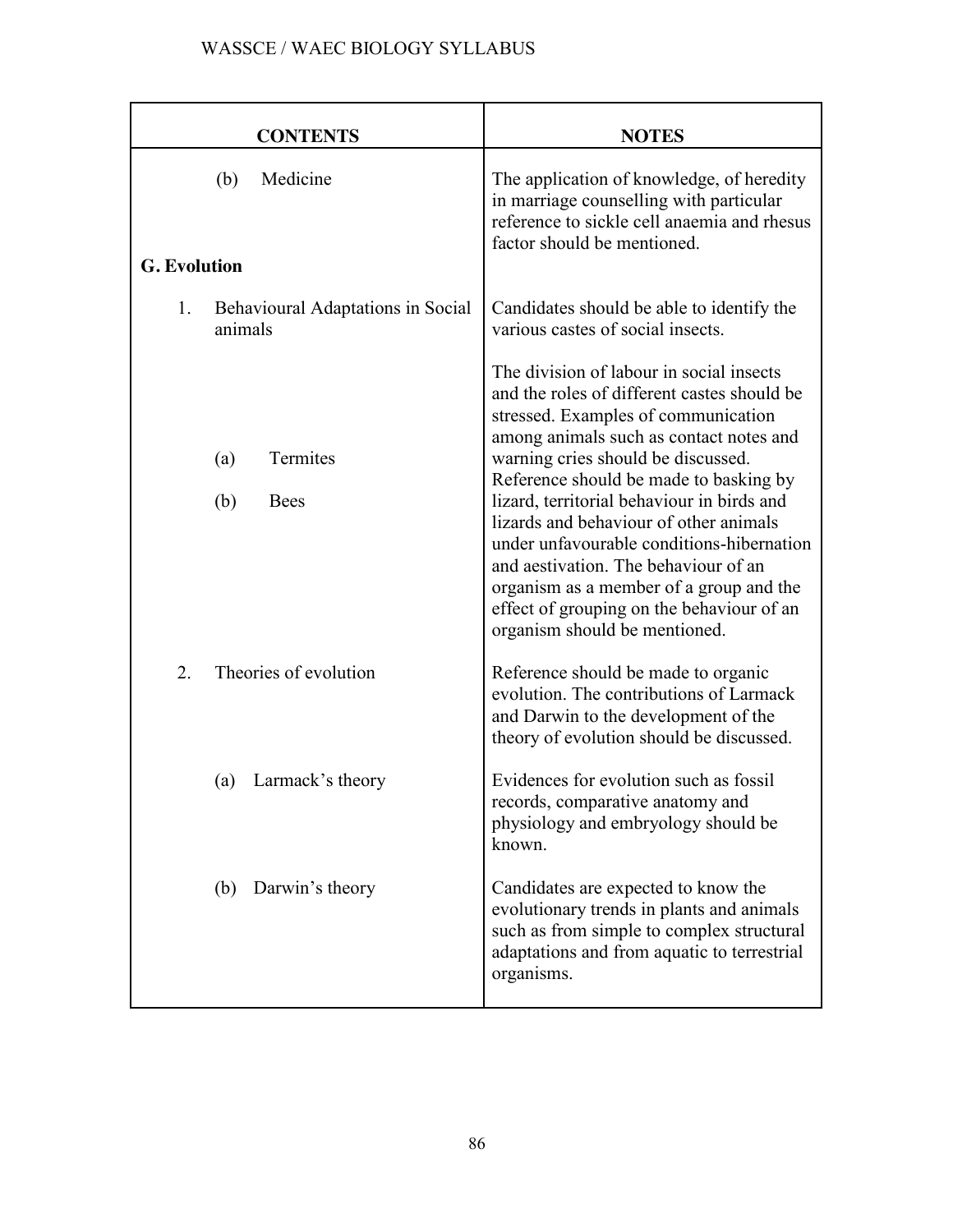| CONTENTS | NOTES |
|---|---|
| (b) Medicine | The application of knowledge, of heredity in marriage counselling with particular reference to sickle cell anaemia and rhesus factor should be mentioned. |
| **G. Evolution** | |
| 1. Behavioural Adaptations in Social animals | Candidates should be able to identify the various castes of social insects. |
| (a) Termites<br>(b) Bees | The division of labour in social insects and the roles of different castes should be stressed. Examples of communication among animals such as contact notes and warning cries should be discussed. Reference should be made to basking by lizard, territorial behaviour in birds and lizards and behaviour of other animals under unfavourable conditions-hibernation and aestivation. The behaviour of an organism as a member of a group and the effect of grouping on the behaviour of an organism should be mentioned. |
| 2. Theories of evolution | Reference should be made to organic evolution. The contributions of Larmack and Darwin to the development of the theory of evolution should be discussed. |
| (a) Larmack's theory | Evidences for evolution such as fossil records, comparative anatomy and physiology and embryology should be known. |
| (b) Darwin's theory | Candidates are expected to know the evolutionary trends in plants and animals such as from simple to complex structural adaptations and from aquatic to terrestrial organisms. |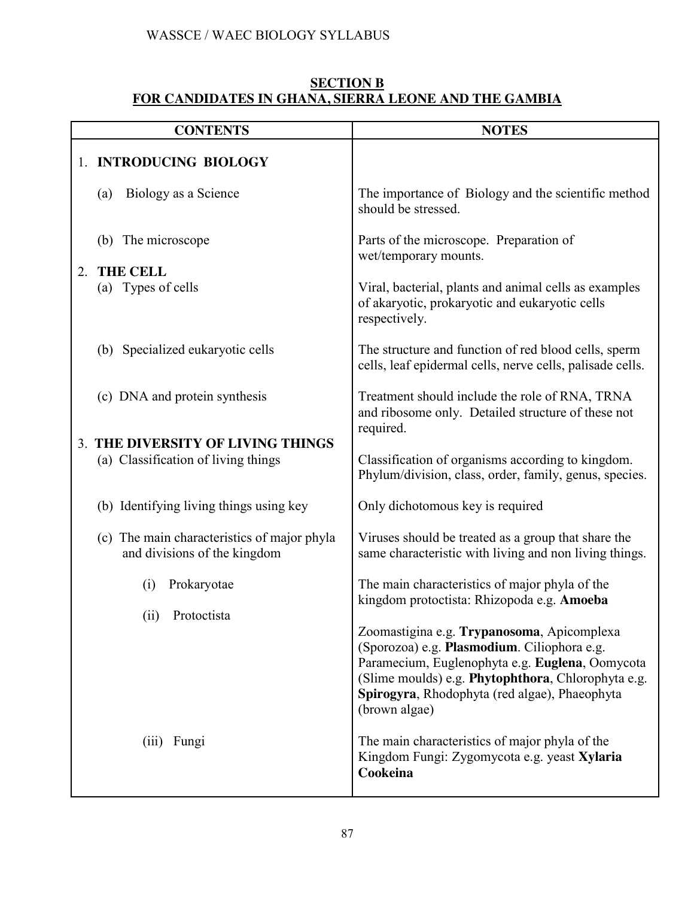## SECTION B
## FOR CANDIDATES IN GHANA, SIERRA LEONE AND THE GAMBIA

| CONTENTS | NOTES |
|---|---|
| 1. **INTRODUCING BIOLOGY** | |
| (a) Biology as a Science | The importance of Biology and the scientific method should be stressed. |
| (b) The microscope | Parts of the microscope. Preparation of wet/temporary mounts. |
| 2. **THE CELL** | |
| (a) Types of cells | Viral, bacterial, plants and animal cells as examples of akaryotic, prokaryotic and eukaryotic cells respectively. |
| (b) Specialized eukaryotic cells | The structure and function of red blood cells, sperm cells, leaf epidermal cells, nerve cells, palisade cells. |
| (c) DNA and protein synthesis | Treatment should include the role of RNA, TRNA and ribosome only. Detailed structure of these not required. |
| 3. **THE DIVERSITY OF LIVING THINGS** | |
| (a) Classification of living things | Classification of organisms according to kingdom. Phylum/division, class, order, family, genus, species. |
| (b) Identifying living things using key | Only dichotomous key is required |
| (c) The main characteristics of major phyla and divisions of the kingdom | Viruses should be treated as a group that share the same characteristic with living and non living things. |
| (i) Prokaryotae | The main characteristics of major phyla of the kingdom protoctista: Rhizopoda e.g. **Amoeba** |
| (ii) Protoctista | Zoomastigina e.g. **Trypanosoma**, Apicomplexa (Sporozoa) e.g. **Plasmodium**. Ciliophora e.g. Paramecium, Euglenophyta e.g. **Euglena**, Oomycota (Slime moulds) e.g. **Phytophthora**, Chlorophyta e.g. **Spirogyra**, Rhodophyta (red algae), Phaeophyta (brown algae) |
| (iii) Fungi | The main characteristics of major phyla of the Kingdom Fungi: Zygomycota e.g. yeast **Xylaria Cookeina** |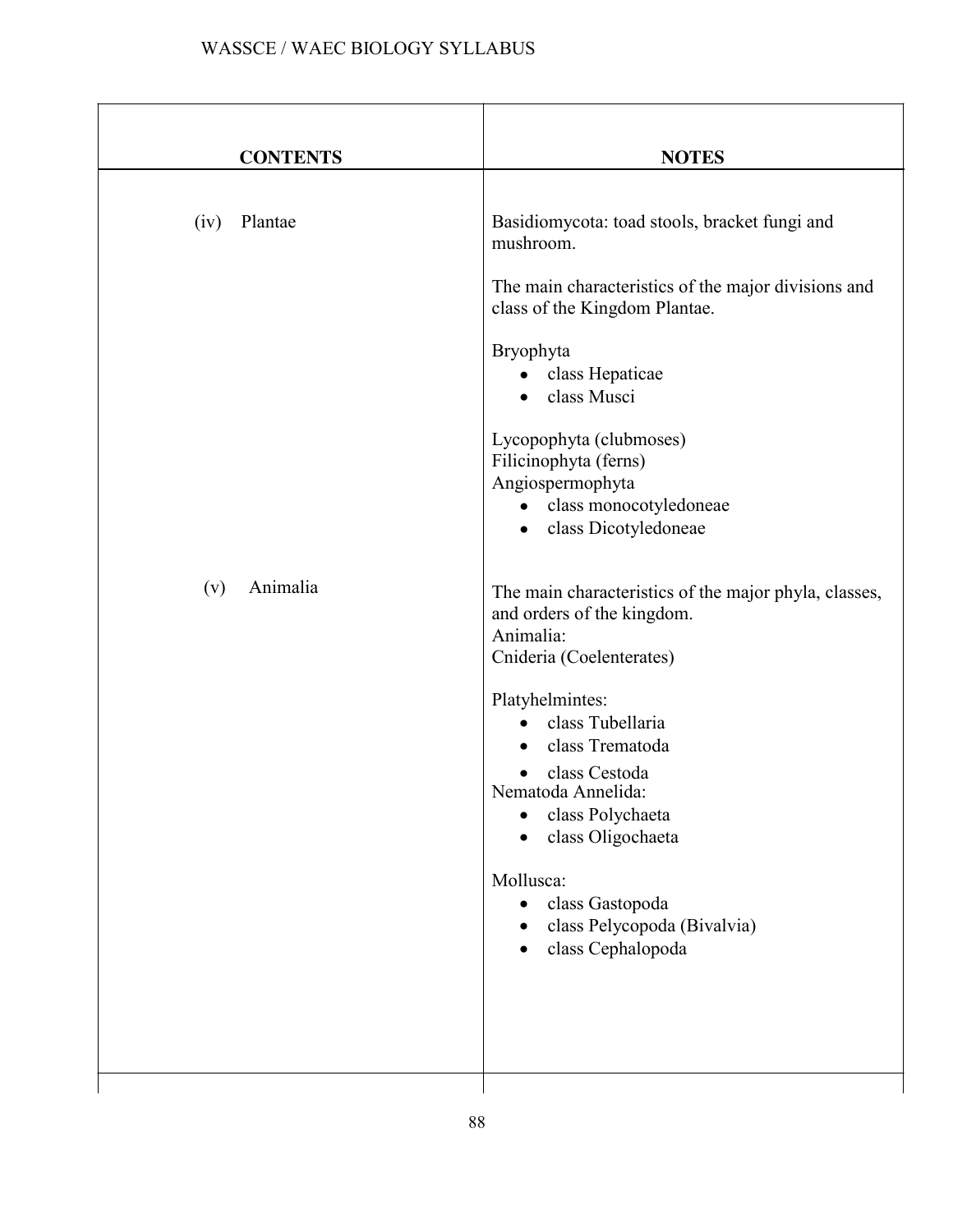| CONTENTS | NOTES |
|---|---|
| (iv) Plantae | Basidiomycota: toad stools, bracket fungi and mushroom.<br><br>The main characteristics of the major divisions and class of the Kingdom Plantae.<br><br>Bryophyta<br>• class Hepaticae<br>• class Musci<br><br>Lycopophyta (clubmoses)<br>Filicinophyta (ferns)<br>Angiospermophyta<br>• class monocotyledoneae<br>• class Dicotyledoneae |
| (v) Animalia | The main characteristics of the major phyla, classes, and orders of the kingdom.<br>Animalia:<br>Cnideria (Coelenterates)<br><br>Platyhelmintes:<br>• class Tubellaria<br>• class Trematoda<br>• class Cestoda<br>Nematoda Annelida:<br>• class Polychaeta<br>• class Oligochaeta<br><br>Mollusca:<br>• class Gastopoda<br>• class Pelycopoda (Bivalvia)<br>• class Cephalopoda |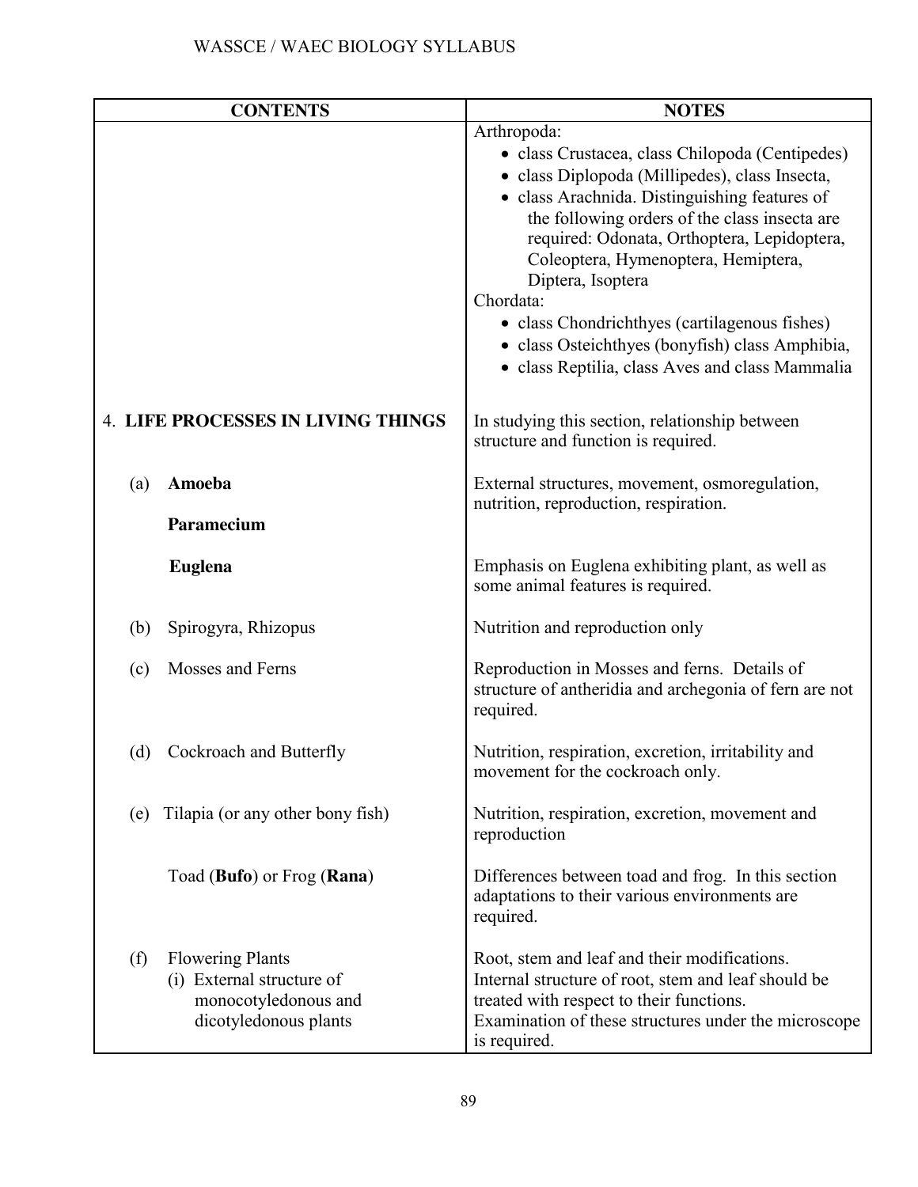| CONTENTS | NOTES |
|---|---|
| | Arthropoda:<br>• class Crustacea, class Chilopoda (Centipedes)<br>• class Diplopoda (Millipedes), class Insecta,<br>• class Arachnida. Distinguishing features of the following orders of the class insecta are required: Odonata, Orthoptera, Lepidoptera, Coleoptera, Hymenoptera, Hemiptera, Diptera, Isoptera<br>Chordata:<br>• class Chondrichthyes (cartilagenous fishes)<br>• class Osteichthyes (bonyfish) class Amphibia,<br>• class Reptilia, class Aves and class Mammalia |
| 4. **LIFE PROCESSES IN LIVING THINGS** | In studying this section, relationship between structure and function is required. |
| (a) **Amoeba**<br>**Paramecium** | External structures, movement, osmoregulation, nutrition, reproduction, respiration. |
| **Euglena** | Emphasis on Euglena exhibiting plant, as well as some animal features is required. |
| (b) Spirogyra, Rhizopus | Nutrition and reproduction only |
| (c) Mosses and Ferns | Reproduction in Mosses and ferns. Details of structure of antheridia and archegonia of fern are not required. |
| (d) Cockroach and Butterfly | Nutrition, respiration, excretion, irritability and movement for the cockroach only. |
| (e) Tilapia (or any other bony fish) | Nutrition, respiration, excretion, movement and reproduction |
| Toad (**Bufo**) or Frog (**Rana**) | Differences between toad and frog. In this section adaptations to their various environments are required. |
| (f) Flowering Plants<br>(i) External structure of monocotyledonous and dicotyledonous plants | Root, stem and leaf and their modifications. Internal structure of root, stem and leaf should be treated with respect to their functions. Examination of these structures under the microscope is required. |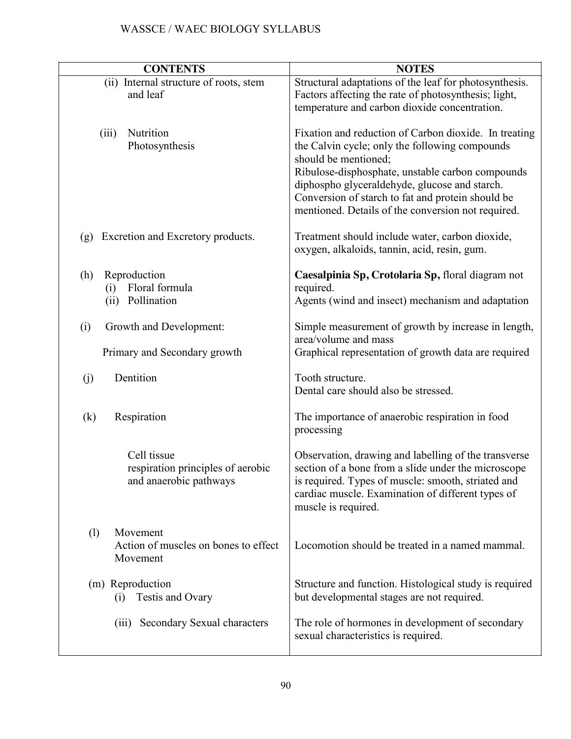| CONTENTS | NOTES |
|---|---|
| (ii) Internal structure of roots, stem and leaf | Structural adaptations of the leaf for photosynthesis. Factors affecting the rate of photosynthesis; light, temperature and carbon dioxide concentration. |
| (iii) Nutrition Photosynthesis | Fixation and reduction of Carbon dioxide. In treating the Calvin cycle; only the following compounds should be mentioned; Ribulose-disphosphate, unstable carbon compounds diphospho glyceraldehyde, glucose and starch. Conversion of starch to fat and protein should be mentioned. Details of the conversion not required. |
| (g) Excretion and Excretory products. | Treatment should include water, carbon dioxide, oxygen, alkaloids, tannin, acid, resin, gum. |
| (h) Reproduction<br>(i) Floral formula<br>(ii) Pollination | **Caesalpinia Sp, Crotolaria Sp,** floral diagram not required.<br>Agents (wind and insect) mechanism and adaptation |
| (i) Growth and Development:<br>Primary and Secondary growth | Simple measurement of growth by increase in length, area/volume and mass<br>Graphical representation of growth data are required |
| (j) Dentition | Tooth structure.<br>Dental care should also be stressed. |
| (k) Respiration | The importance of anaerobic respiration in food processing |
| Cell tissue<br>respiration principles of aerobic and anaerobic pathways | Observation, drawing and labelling of the transverse section of a bone from a slide under the microscope is required. Types of muscle: smooth, striated and cardiac muscle. Examination of different types of muscle is required. |
| (l) Movement<br>Action of muscles on bones to effect Movement | Locomotion should be treated in a named mammal. |
| (m) Reproduction<br>(i) Testis and Ovary | Structure and function. Histological study is required but developmental stages are not required. |
| (iii) Secondary Sexual characters | The role of hormones in development of secondary sexual characteristics is required. |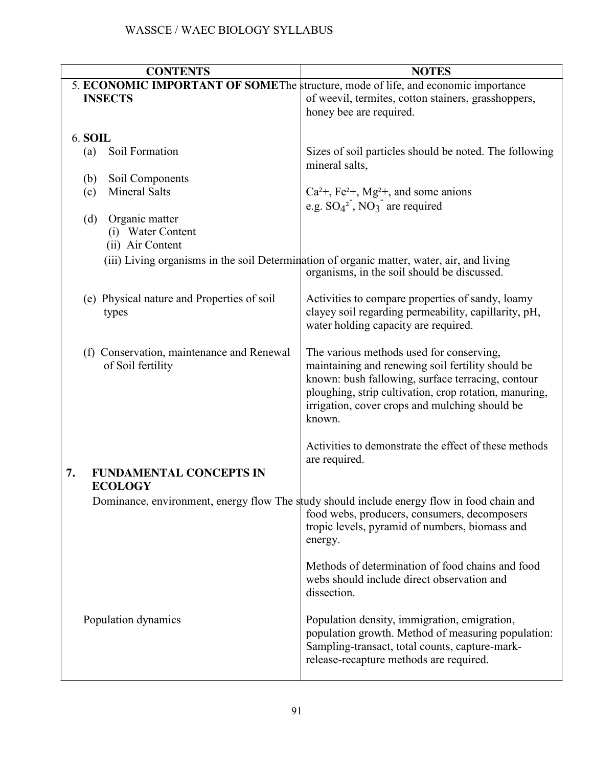| CONTENTS | NOTES |
|---|---|
| 5. **ECONOMIC IMPORTANT OF SOME INSECTS** | The structure, mode of life, and economic importance of weevil, termites, cotton stainers, grasshoppers, honey bee are required. |
| 6. **SOIL** | |
| (a) Soil Formation | Sizes of soil particles should be noted. The following mineral salts, |
| (b) Soil Components | |
| (c) Mineral Salts | $Ca^{2+}$, $Fe^{2+}$, $Mg^{2+}$, and some anions e.g. $SO_4^{2-}$, $NO_3^-$ are required |
| (d) Organic matter<br>(i) Water Content<br>(ii) Air Content<br>(iii) Living organisms in the soil | Determination of organic matter, water, air, and living organisms, in the soil should be discussed. |
| (e) Physical nature and Properties of soil types | Activities to compare properties of sandy, loamy clayey soil regarding permeability, capillarity, pH, water holding capacity are required. |
| (f) Conservation, maintenance and Renewal of Soil fertility | The various methods used for conserving, maintaining and renewing soil fertility should be known: bush fallowing, surface terracing, contour ploughing, strip cultivation, crop rotation, manuring, irrigation, cover crops and mulching should be known.<br><br>Activities to demonstrate the effect of these methods are required. |
| 7. **FUNDAMENTAL CONCEPTS IN ECOLOGY** | |
| Dominance, environment, energy flow | The study should include energy flow in food chain and food webs, producers, consumers, decomposers tropic levels, pyramid of numbers, biomass and energy.<br><br>Methods of determination of food chains and food webs should include direct observation and dissection. |
| Population dynamics | Population density, immigration, emigration, population growth. Method of measuring population: Sampling-transact, total counts, capture-mark-release-recapture methods are required. |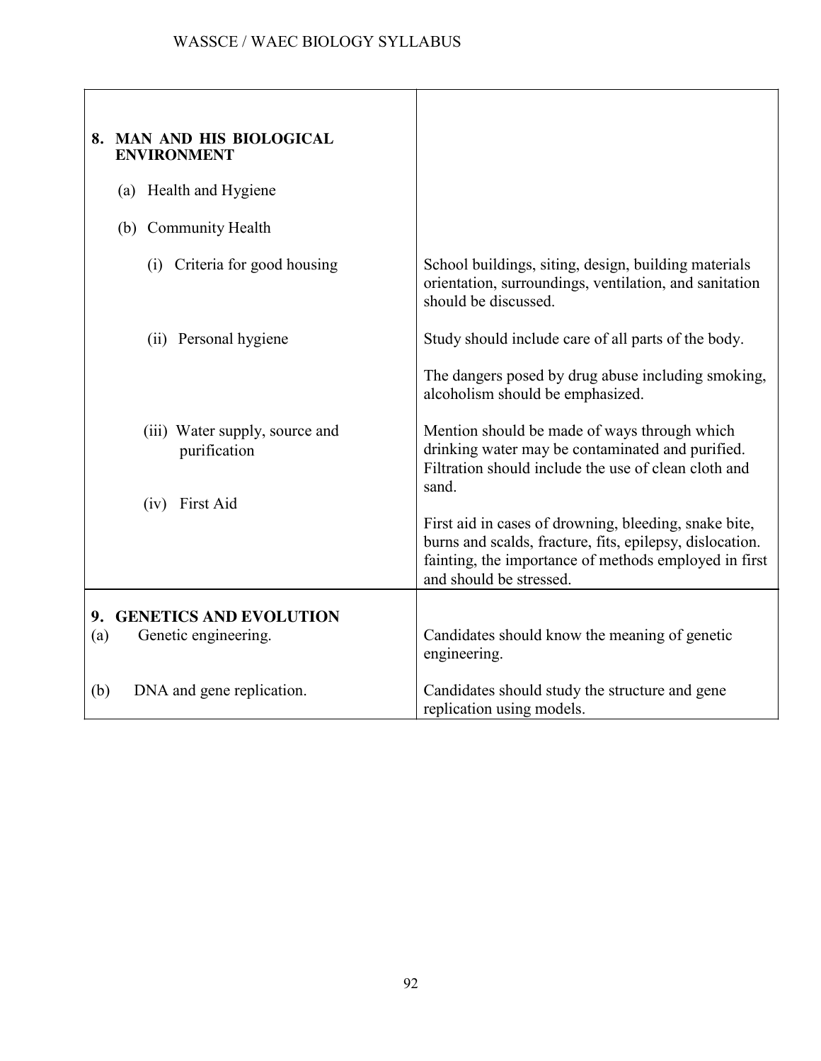| | |
|---|---|
| **8. MAN AND HIS BIOLOGICAL ENVIRONMENT** | |
| (a) Health and Hygiene | |
| (b) Community Health | |
| (i) Criteria for good housing | School buildings, siting, design, building materials orientation, surroundings, ventilation, and sanitation should be discussed. |
| (ii) Personal hygiene | Study should include care of all parts of the body.<br><br>The dangers posed by drug abuse including smoking, alcoholism should be emphasized. |
| (iii) Water supply, source and purification | Mention should be made of ways through which drinking water may be contaminated and purified. Filtration should include the use of clean cloth and sand. |
| (iv) First Aid | First aid in cases of drowning, bleeding, snake bite, burns and scalds, fracture, fits, epilepsy, dislocation. fainting, the importance of methods employed in first and should be stressed. |
| **9. GENETICS AND EVOLUTION** | |
| (a) Genetic engineering. | Candidates should know the meaning of genetic engineering. |
| (b) DNA and gene replication. | Candidates should study the structure and gene replication using models. |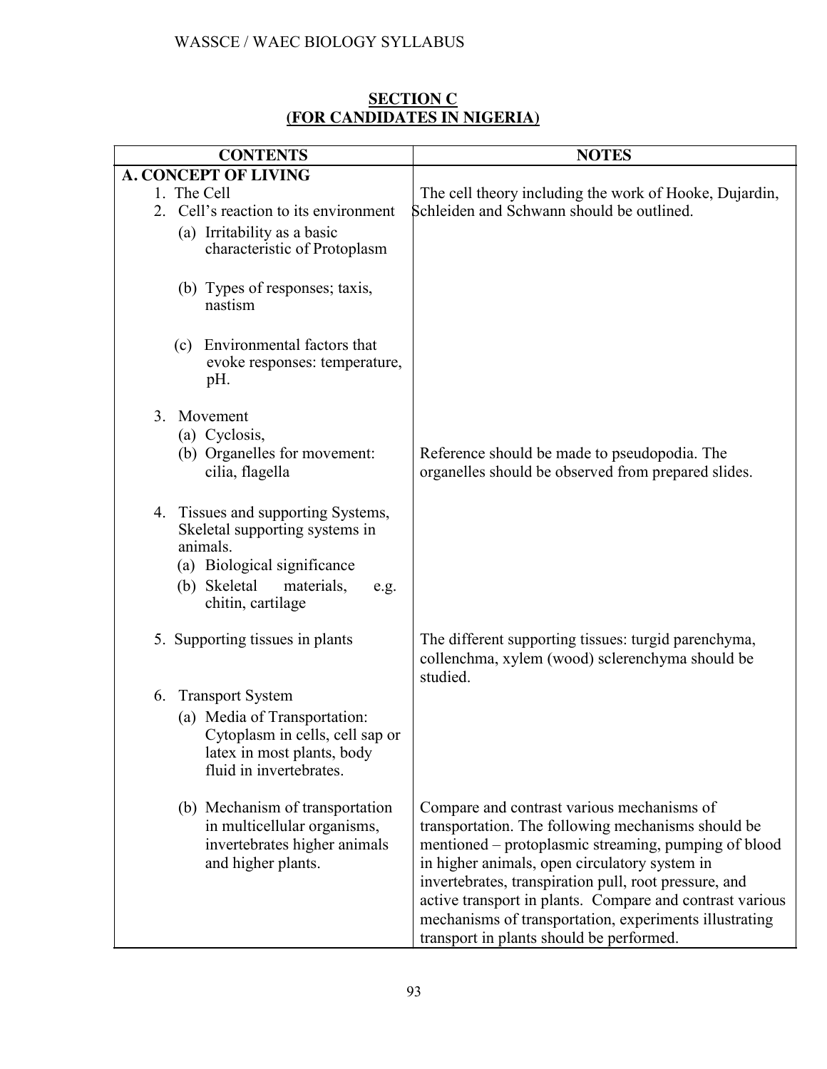## SECTION C
## (FOR CANDIDATES IN NIGERIA)

| CONTENTS | NOTES |
|---|---|
| **A. CONCEPT OF LIVING** | |
| 1. The Cell | The cell theory including the work of Hooke, Dujardin, Schleiden and Schwann should be outlined. |
| 2. Cell's reaction to its environment | |
| (a) Irritability as a basic characteristic of Protoplasm | |
| (b) Types of responses; taxis, nastism | |
| (c) Environmental factors that evoke responses: temperature, pH. | |
| 3. Movement | |
| (a) Cyclosis, | |
| (b) Organelles for movement: cilia, flagella | Reference should be made to pseudopodia. The organelles should be observed from prepared slides. |
| 4. Tissues and supporting Systems, Skeletal supporting systems in animals. | |
| (a) Biological significance | |
| (b) Skeletal materials, e.g. chitin, cartilage | |
| 5. Supporting tissues in plants | The different supporting tissues: turgid parenchyma, collenchma, xylem (wood) sclerenchyma should be studied. |
| 6. Transport System | |
| (a) Media of Transportation: Cytoplasm in cells, cell sap or latex in most plants, body fluid in invertebrates. | |
| (b) Mechanism of transportation in multicellular organisms, invertebrates higher animals and higher plants. | Compare and contrast various mechanisms of transportation. The following mechanisms should be mentioned – protoplasmic streaming, pumping of blood in higher animals, open circulatory system in invertebrates, transpiration pull, root pressure, and active transport in plants. Compare and contrast various mechanisms of transportation, experiments illustrating transport in plants should be performed. |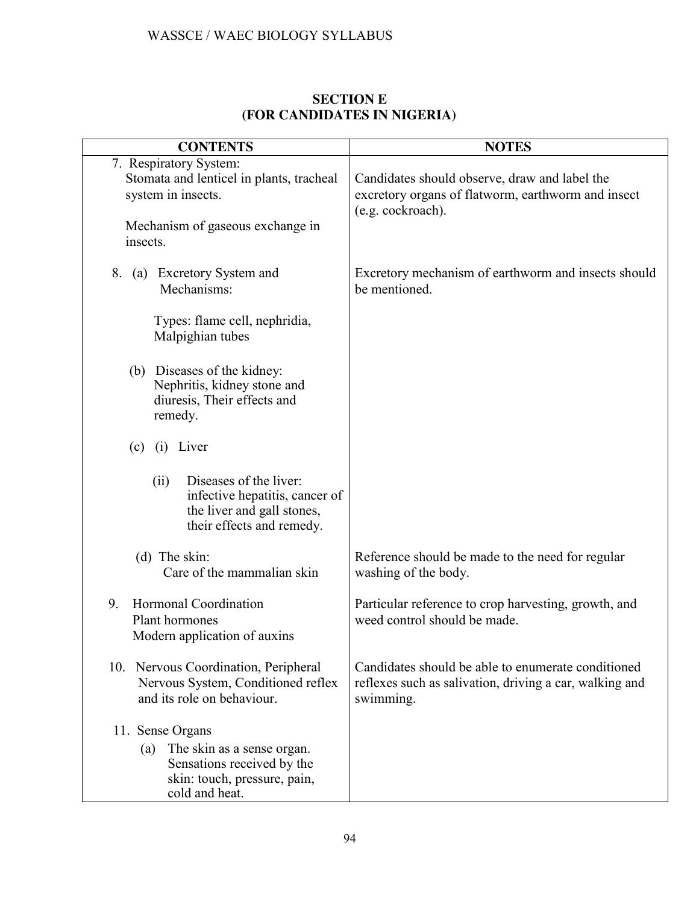## SECTION E
## (FOR CANDIDATES IN NIGERIA)

| CONTENTS | NOTES |
|---|---|
| 7. Respiratory System:<br>Stomata and lenticel in plants, tracheal system in insects.<br><br>Mechanism of gaseous exchange in insects. | Candidates should observe, draw and label the excretory organs of flatworm, earthworm and insect (e.g. cockroach). |
| 8. (a) Excretory System and Mechanisms:<br><br>Types: flame cell, nephridia, Malpighian tubes<br><br>(b) Diseases of the kidney: Nephritis, kidney stone and diuresis, Their effects and remedy.<br><br>(c) (i) Liver<br><br>(ii) Diseases of the liver: infective hepatitis, cancer of the liver and gall stones, their effects and remedy. | Excretory mechanism of earthworm and insects should be mentioned. |
| (d) The skin:<br>Care of the mammalian skin | Reference should be made to the need for regular washing of the body. |
| 9. Hormonal Coordination<br>Plant hormones<br>Modern application of auxins | Particular reference to crop harvesting, growth, and weed control should be made. |
| 10. Nervous Coordination, Peripheral Nervous System, Conditioned reflex and its role on behaviour. | Candidates should be able to enumerate conditioned reflexes such as salivation, driving a car, walking and swimming. |
| 11. Sense Organs<br>(a) The skin as a sense organ. Sensations received by the skin: touch, pressure, pain, cold and heat. | |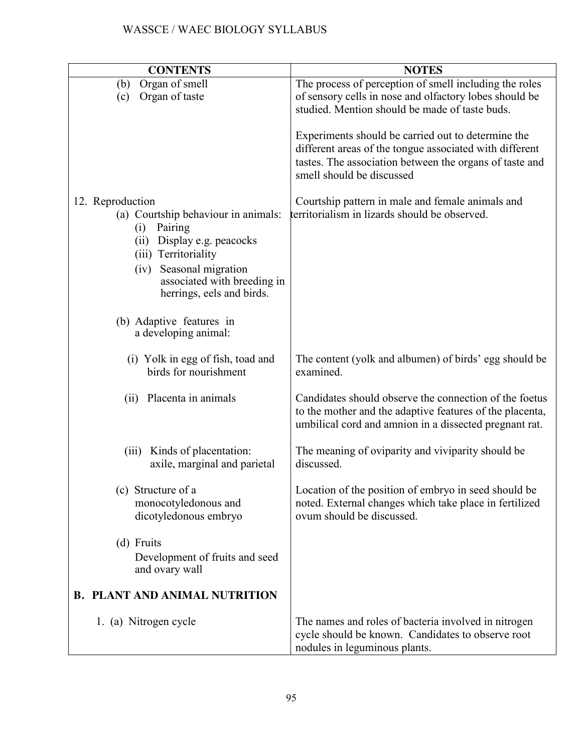| CONTENTS | NOTES |
|---|---|
| (b) Organ of smell<br>(c) Organ of taste | The process of perception of smell including the roles of sensory cells in nose and olfactory lobes should be studied. Mention should be made of taste buds.<br><br>Experiments should be carried out to determine the different areas of the tongue associated with different tastes. The association between the organs of taste and smell should be discussed |
| 12. Reproduction<br>(a) Courtship behaviour in animals:<br>(i) Pairing<br>(ii) Display e.g. peacocks<br>(iii) Territoriality<br>(iv) Seasonal migration associated with breeding in herrings, eels and birds. | Courtship pattern in male and female animals and territorialism in lizards should be observed. |
| (b) Adaptive features in a developing animal: | |
| (i) Yolk in egg of fish, toad and birds for nourishment | The content (yolk and albumen) of birds' egg should be examined. |
| (ii) Placenta in animals | Candidates should observe the connection of the foetus to the mother and the adaptive features of the placenta, umbilical cord and amnion in a dissected pregnant rat. |
| (iii) Kinds of placentation: axile, marginal and parietal | The meaning of oviparity and viviparity should be discussed. |
| (c) Structure of a monocotyledonous and dicotyledonous embryo | Location of the position of embryo in seed should be noted. External changes which take place in fertilized ovum should be discussed. |
| (d) Fruits<br>Development of fruits and seed and ovary wall | |
| **B. PLANT AND ANIMAL NUTRITION** | |
| 1. (a) Nitrogen cycle | The names and roles of bacteria involved in nitrogen cycle should be known. Candidates to observe root nodules in leguminous plants. |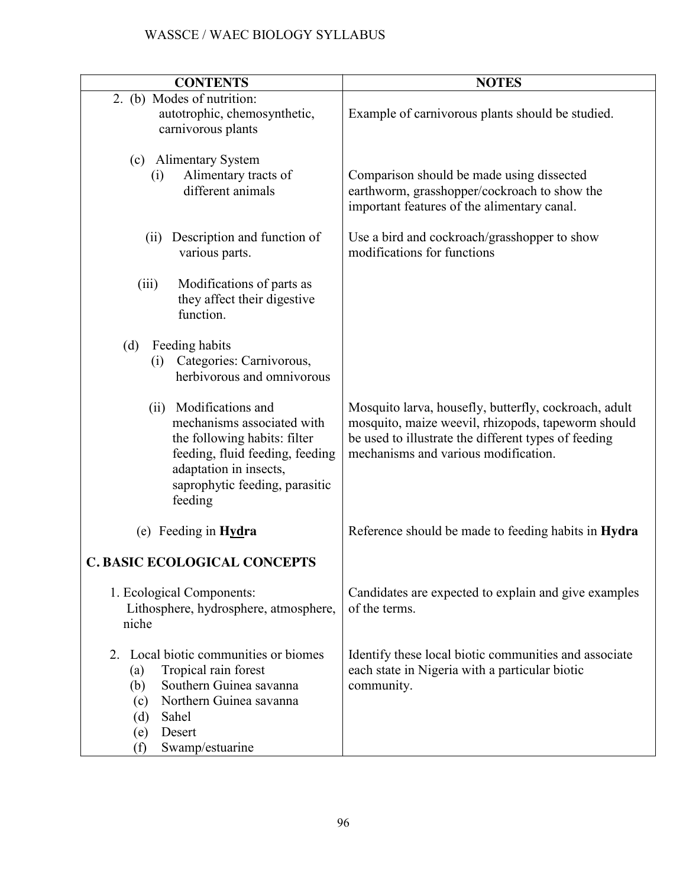| CONTENTS | NOTES |
|---|---|
| 2. (b) Modes of nutrition: autotrophic, chemosynthetic, carnivorous plants | Example of carnivorous plants should be studied. |
| (c) Alimentary System<br>(i) Alimentary tracts of different animals | Comparison should be made using dissected earthworm, grasshopper/cockroach to show the important features of the alimentary canal. |
| (ii) Description and function of various parts. | Use a bird and cockroach/grasshopper to show modifications for functions |
| (iii) Modifications of parts as they affect their digestive function. | |
| (d) Feeding habits<br>(i) Categories: Carnivorous, herbivorous and omnivorous | |
| (ii) Modifications and mechanisms associated with the following habits: filter feeding, fluid feeding, feeding adaptation in insects, saprophytic feeding, parasitic feeding | Mosquito larva, housefly, butterfly, cockroach, adult mosquito, maize weevil, rhizopods, tapeworm should be used to illustrate the different types of feeding mechanisms and various modification. |
| (e) Feeding in **Hydra** | Reference should be made to feeding habits in **Hydra** |
| **C. BASIC ECOLOGICAL CONCEPTS** | |
| 1. Ecological Components: Lithosphere, hydrosphere, atmosphere, niche | Candidates are expected to explain and give examples of the terms. |
| 2. Local biotic communities or biomes<br>(a) Tropical rain forest<br>(b) Southern Guinea savanna<br>(c) Northern Guinea savanna<br>(d) Sahel<br>(e) Desert<br>(f) Swamp/estuarine | Identify these local biotic communities and associate each state in Nigeria with a particular biotic community. |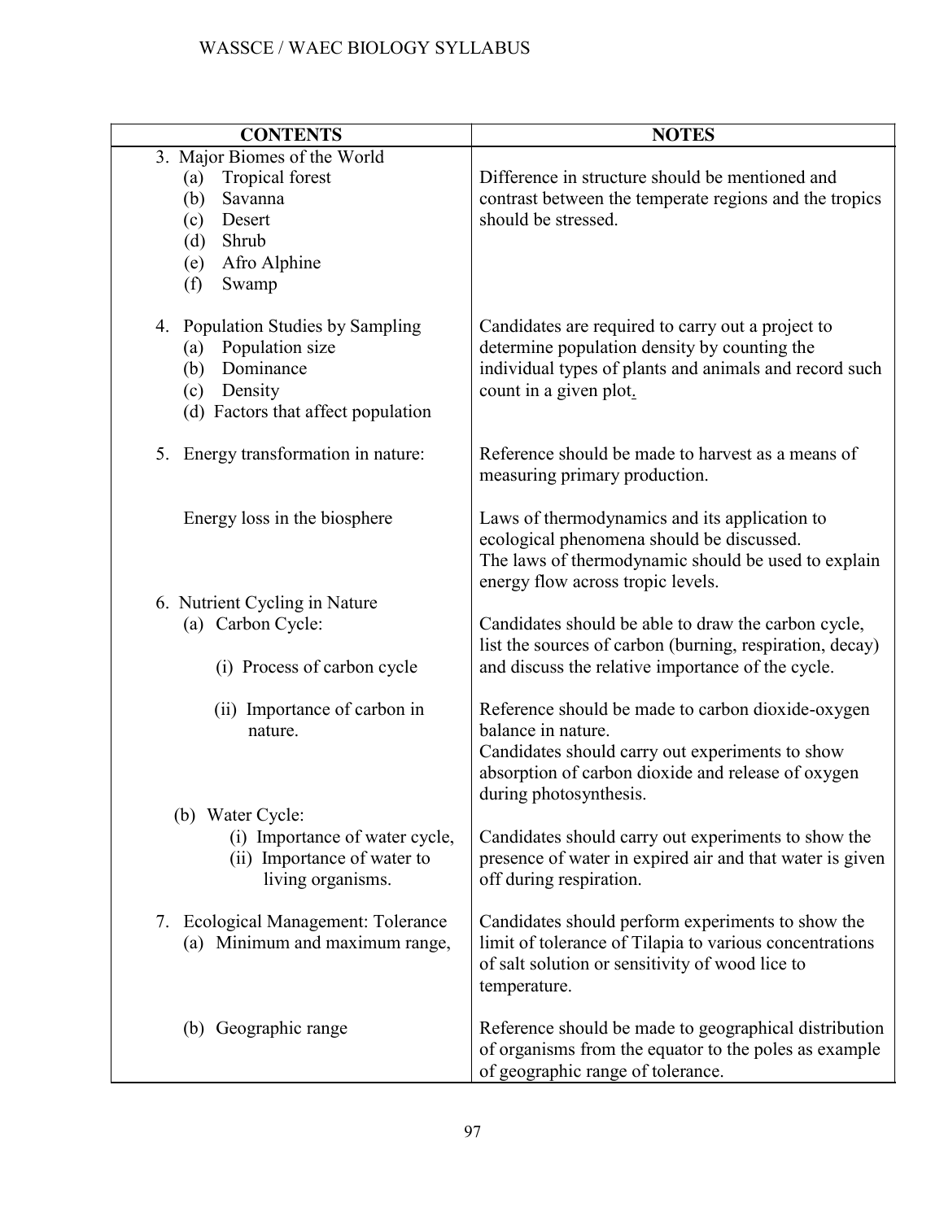| CONTENTS | NOTES |
| --- | --- |
| 3. Major Biomes of the World<br>(a) Tropical forest<br>(b) Savanna<br>(c) Desert<br>(d) Shrub<br>(e) Afro Alphine<br>(f) Swamp | Difference in structure should be mentioned and contrast between the temperate regions and the tropics should be stressed. |
| 4. Population Studies by Sampling<br>(a) Population size<br>(b) Dominance<br>(c) Density<br>(d) Factors that affect population | Candidates are required to carry out a project to determine population density by counting the individual types of plants and animals and record such count in a given plot. |
| 5. Energy transformation in nature: | Reference should be made to harvest as a means of measuring primary production. |
| Energy loss in the biosphere | Laws of thermodynamics and its application to ecological phenomena should be discussed.<br>The laws of thermodynamic should be used to explain energy flow across tropic levels. |
| 6. Nutrient Cycling in Nature<br>(a) Carbon Cycle:<br>(i) Process of carbon cycle | Candidates should be able to draw the carbon cycle, list the sources of carbon (burning, respiration, decay) and discuss the relative importance of the cycle. |
| (ii) Importance of carbon in nature. | Reference should be made to carbon dioxide-oxygen balance in nature.<br>Candidates should carry out experiments to show absorption of carbon dioxide and release of oxygen during photosynthesis. |
| (b) Water Cycle:<br>(i) Importance of water cycle,<br>(ii) Importance of water to living organisms. | Candidates should carry out experiments to show the presence of water in expired air and that water is given off during respiration. |
| 7. Ecological Management: Tolerance<br>(a) Minimum and maximum range, | Candidates should perform experiments to show the limit of tolerance of Tilapia to various concentrations of salt solution or sensitivity of wood lice to temperature. |
| (b) Geographic range | Reference should be made to geographical distribution of organisms from the equator to the poles as example of geographic range of tolerance. |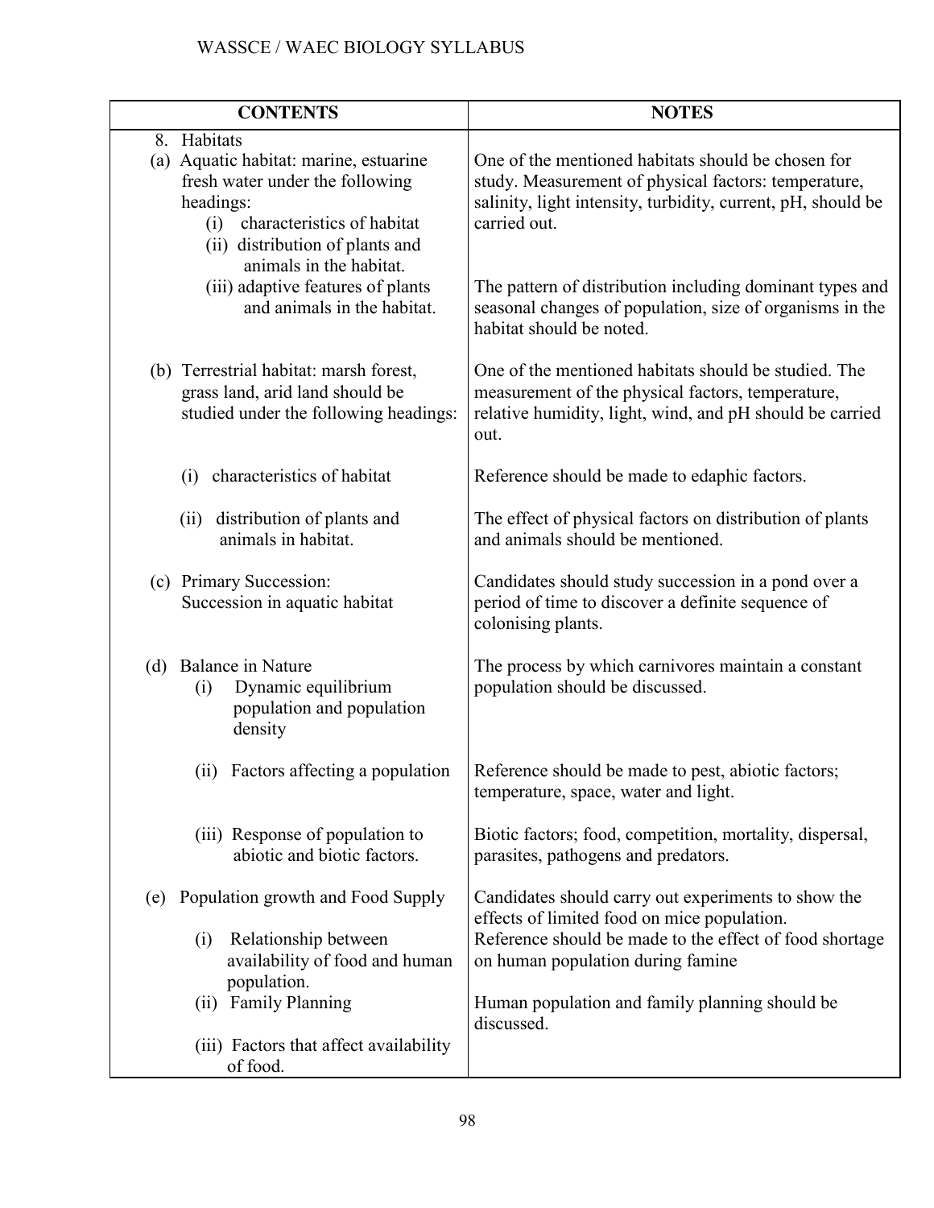| CONTENTS | NOTES |
|---|---|
| 8. Habitats<br>(a) Aquatic habitat: marine, estuarine fresh water under the following headings:<br>(i) characteristics of habitat<br>(ii) distribution of plants and animals in the habitat. | One of the mentioned habitats should be chosen for study. Measurement of physical factors: temperature, salinity, light intensity, turbidity, current, pH, should be carried out. |
| (iii) adaptive features of plants and animals in the habitat. | The pattern of distribution including dominant types and seasonal changes of population, size of organisms in the habitat should be noted. |
| (b) Terrestrial habitat: marsh forest, grass land, arid land should be studied under the following headings: | One of the mentioned habitats should be studied. The measurement of the physical factors, temperature, relative humidity, light, wind, and pH should be carried out. |
| (i) characteristics of habitat | Reference should be made to edaphic factors. |
| (ii) distribution of plants and animals in habitat. | The effect of physical factors on distribution of plants and animals should be mentioned. |
| (c) Primary Succession:<br>Succession in aquatic habitat | Candidates should study succession in a pond over a period of time to discover a definite sequence of colonising plants. |
| (d) Balance in Nature<br>(i) Dynamic equilibrium population and population density | The process by which carnivores maintain a constant population should be discussed. |
| (ii) Factors affecting a population | Reference should be made to pest, abiotic factors; temperature, space, water and light. |
| (iii) Response of population to abiotic and biotic factors. | Biotic factors; food, competition, mortality, dispersal, parasites, pathogens and predators. |
| (e) Population growth and Food Supply | Candidates should carry out experiments to show the effects of limited food on mice population. |
| (i) Relationship between availability of food and human population. | Reference should be made to the effect of food shortage on human population during famine |
| (ii) Family Planning | Human population and family planning should be discussed. |
| (iii) Factors that affect availability of food. | |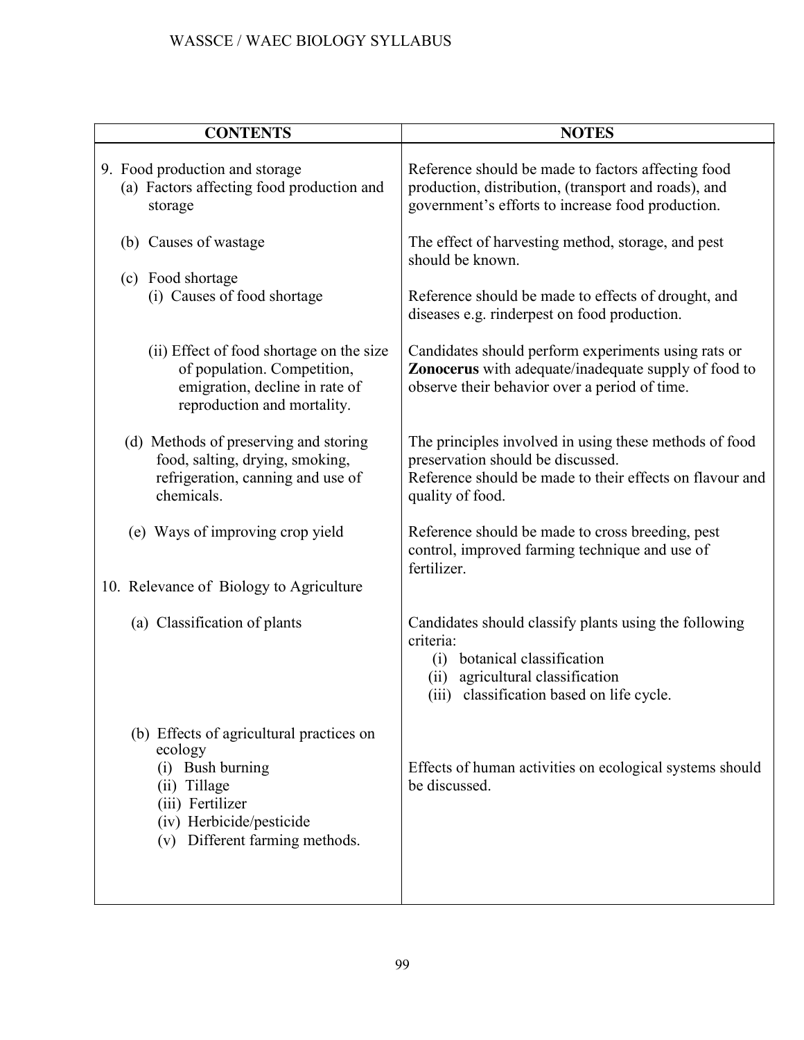| CONTENTS | NOTES |
|---|---|
| 9. Food production and storage<br>(a) Factors affecting food production and storage | Reference should be made to factors affecting food production, distribution, (transport and roads), and government's efforts to increase food production. |
| (b) Causes of wastage | The effect of harvesting method, storage, and pest should be known. |
| (c) Food shortage<br>(i) Causes of food shortage | Reference should be made to effects of drought, and diseases e.g. rinderpest on food production. |
| (ii) Effect of food shortage on the size of population. Competition, emigration, decline in rate of reproduction and mortality. | Candidates should perform experiments using rats or **Zonocerus** with adequate/inadequate supply of food to observe their behavior over a period of time. |
| (d) Methods of preserving and storing food, salting, drying, smoking, refrigeration, canning and use of chemicals. | The principles involved in using these methods of food preservation should be discussed.<br>Reference should be made to their effects on flavour and quality of food. |
| (e) Ways of improving crop yield | Reference should be made to cross breeding, pest control, improved farming technique and use of fertilizer. |
| 10. Relevance of Biology to Agriculture | |
| (a) Classification of plants | Candidates should classify plants using the following criteria:<br>(i) botanical classification<br>(ii) agricultural classification<br>(iii) classification based on life cycle. |
| (b) Effects of agricultural practices on ecology<br>(i) Bush burning<br>(ii) Tillage<br>(iii) Fertilizer<br>(iv) Herbicide/pesticide<br>(v) Different farming methods. | Effects of human activities on ecological systems should be discussed. |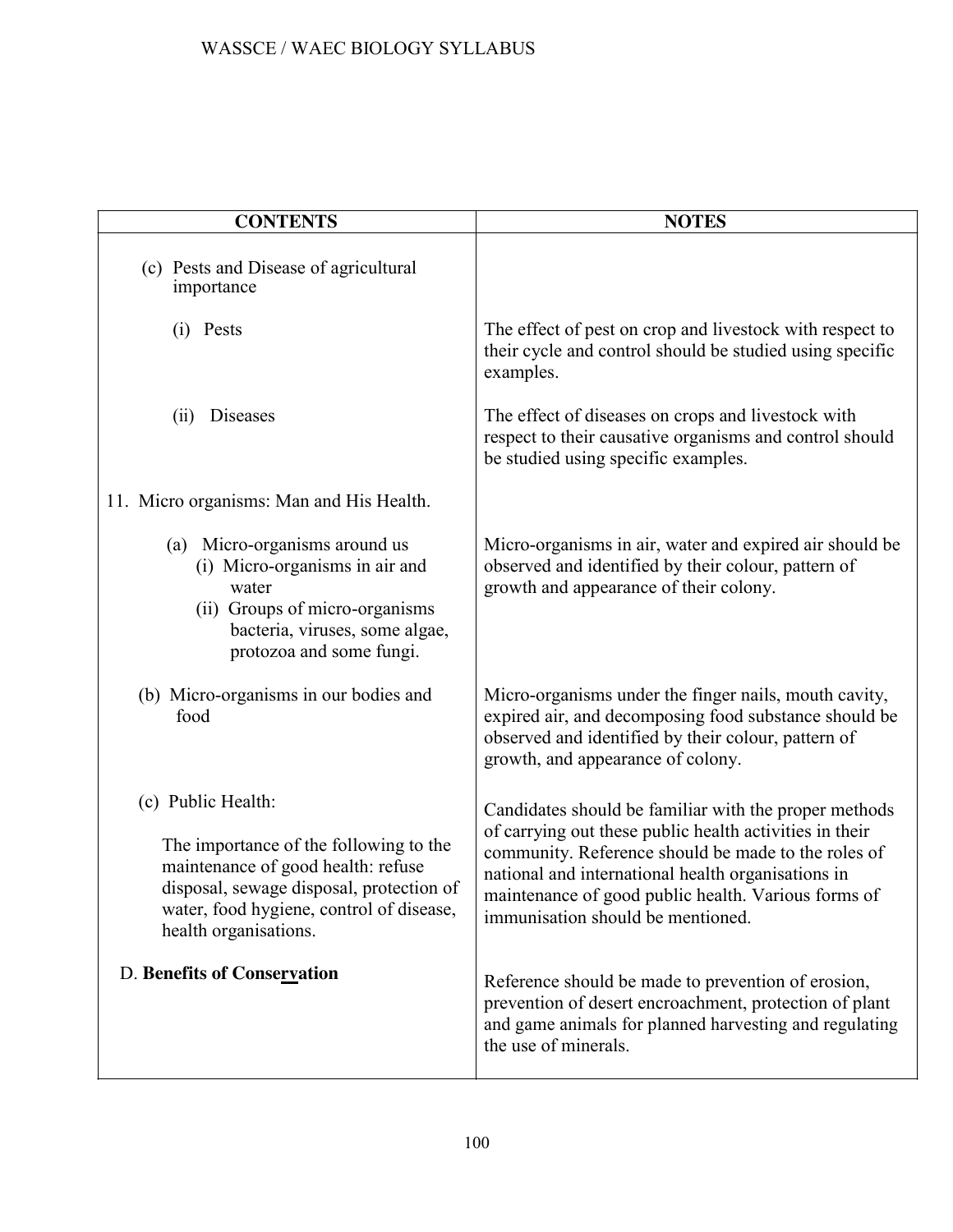| CONTENTS | NOTES |
|---|---|
| (c) Pests and Disease of agricultural importance | |
| (i) Pests | The effect of pest on crop and livestock with respect to their cycle and control should be studied using specific examples. |
| (ii) Diseases | The effect of diseases on crops and livestock with respect to their causative organisms and control should be studied using specific examples. |
| 11. Micro organisms: Man and His Health. | |
| (a) Micro-organisms around us<br>(i) Micro-organisms in air and water<br>(ii) Groups of micro-organisms bacteria, viruses, some algae, protozoa and some fungi. | Micro-organisms in air, water and expired air should be observed and identified by their colour, pattern of growth and appearance of their colony. |
| (b) Micro-organisms in our bodies and food | Micro-organisms under the finger nails, mouth cavity, expired air, and decomposing food substance should be observed and identified by their colour, pattern of growth, and appearance of colony. |
| (c) Public Health:<br>The importance of the following to the maintenance of good health: refuse disposal, sewage disposal, protection of water, food hygiene, control of disease, health organisations. | Candidates should be familiar with the proper methods of carrying out these public health activities in their community. Reference should be made to the roles of national and international health organisations in maintenance of good public health. Various forms of immunisation should be mentioned. |
| D. **Benefits of Conservation** | Reference should be made to prevention of erosion, prevention of desert encroachment, protection of plant and game animals for planned harvesting and regulating the use of minerals. |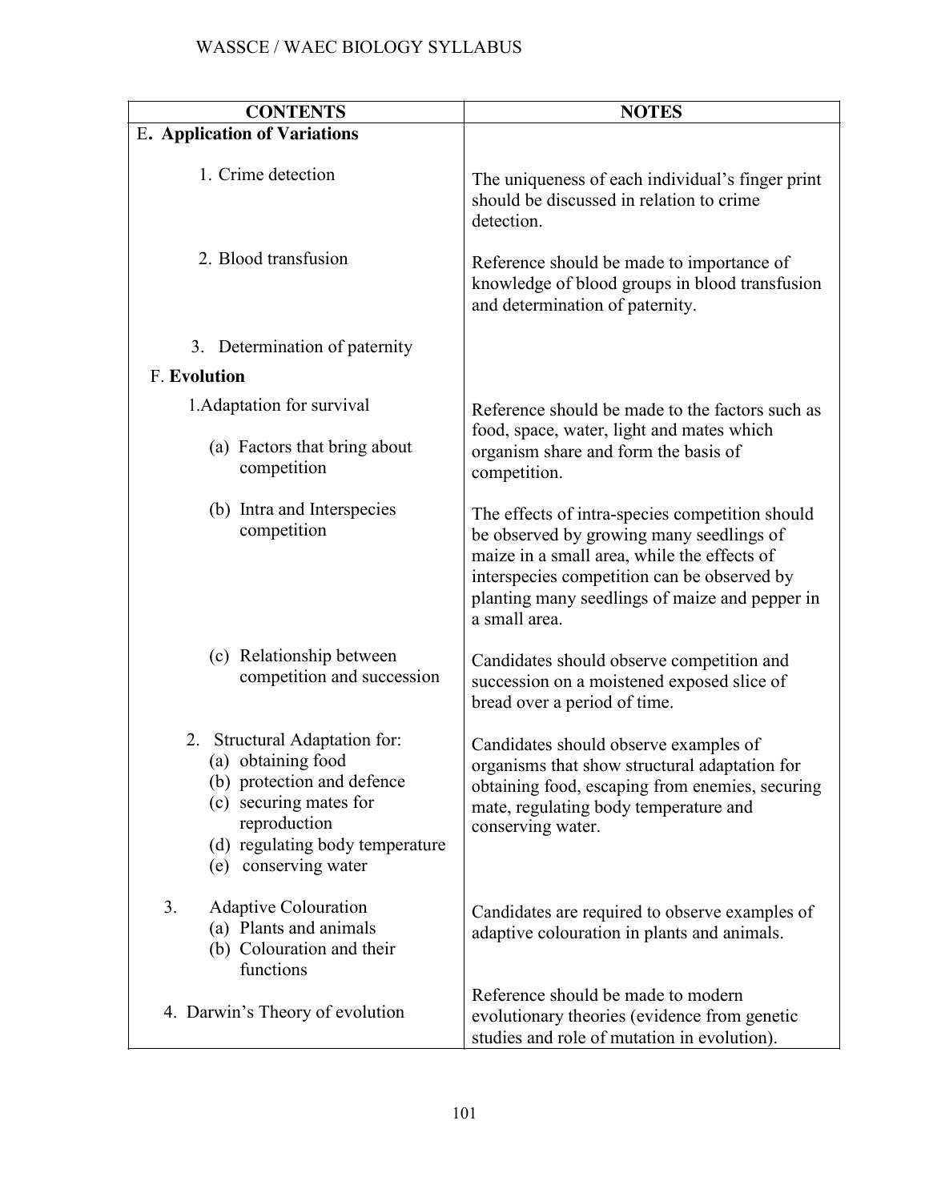| CONTENTS | NOTES |
|---|---|
| **E. Application of Variations** | |
| 1. Crime detection | The uniqueness of each individual's finger print should be discussed in relation to crime detection. |
| 2. Blood transfusion | Reference should be made to importance of knowledge of blood groups in blood transfusion and determination of paternity. |
| 3. Determination of paternity | |
| **F. Evolution** | |
| 1. Adaptation for survival<br>(a) Factors that bring about competition | Reference should be made to the factors such as food, space, water, light and mates which organism share and form the basis of competition. |
| (b) Intra and Interspecies competition | The effects of intra-species competition should be observed by growing many seedlings of maize in a small area, while the effects of interspecies competition can be observed by planting many seedlings of maize and pepper in a small area. |
| (c) Relationship between competition and succession | Candidates should observe competition and succession on a moistened exposed slice of bread over a period of time. |
| 2. Structural Adaptation for:<br>(a) obtaining food<br>(b) protection and defence<br>(c) securing mates for reproduction<br>(d) regulating body temperature<br>(e) conserving water | Candidates should observe examples of organisms that show structural adaptation for obtaining food, escaping from enemies, securing mate, regulating body temperature and conserving water. |
| 3. Adaptive Colouration<br>(a) Plants and animals<br>(b) Colouration and their functions | Candidates are required to observe examples of adaptive colouration in plants and animals. |
| 4. Darwin's Theory of evolution | Reference should be made to modern evolutionary theories (evidence from genetic studies and role of mutation in evolution). |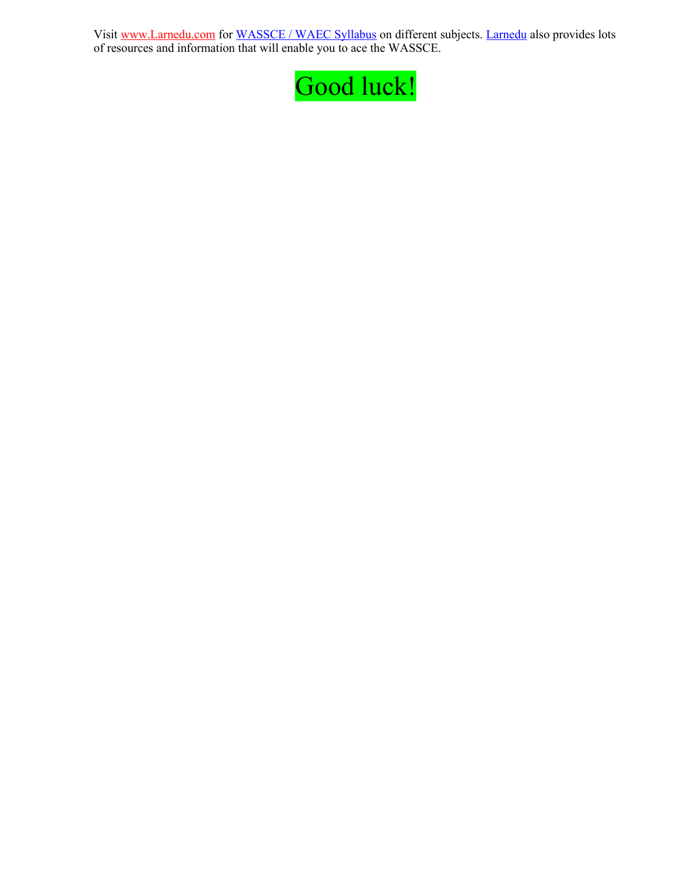Visit www.Larnedu.com for WASSCE / WAEC Syllabus on different subjects. Larnedu also provides lots of resources and information that will enable you to ace the WASSCE.

Good luck!